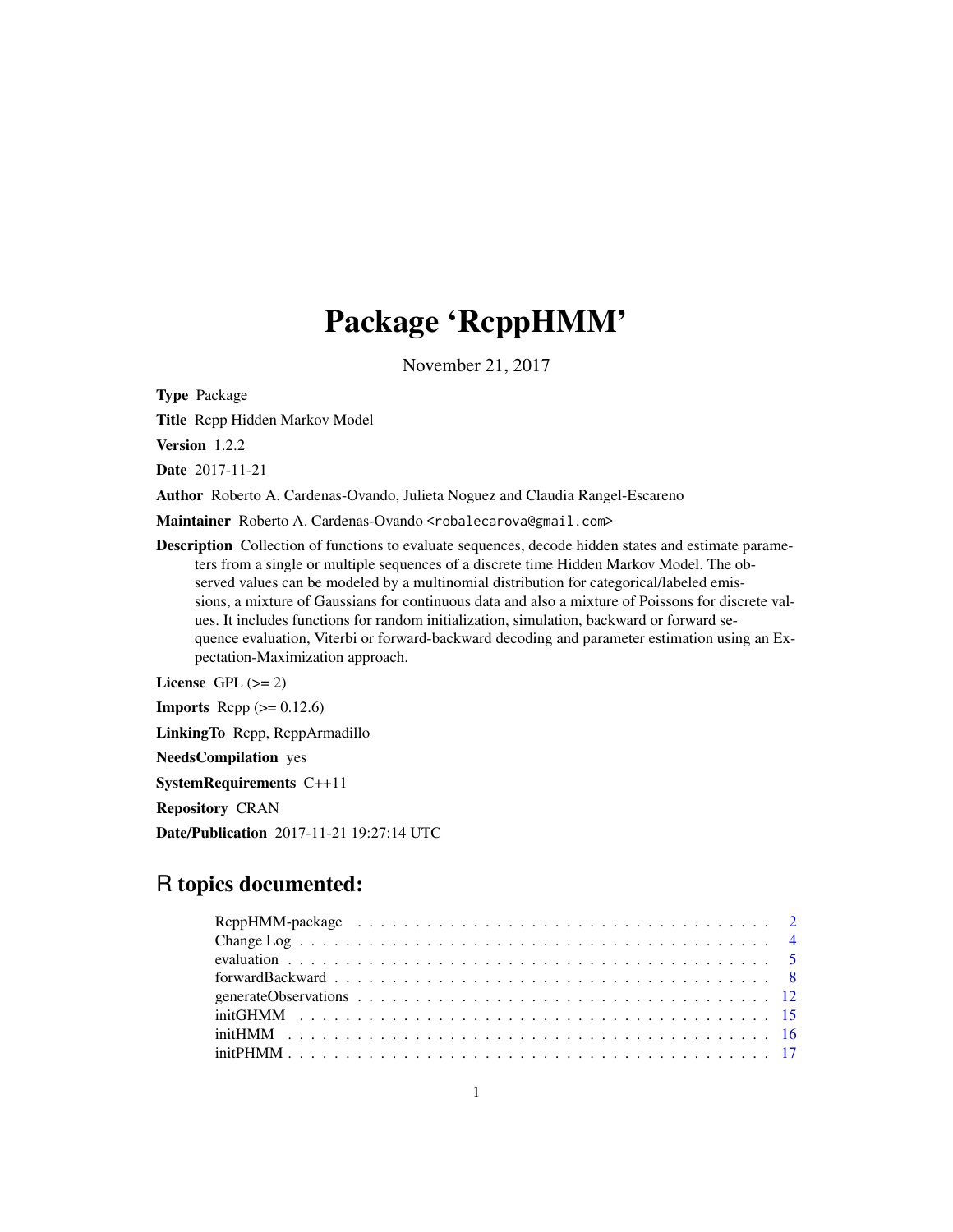# Package 'RcppHMM'

November 21, 2017

**Type** Package

**Title** Rcpp Hidden Markov Model

**Version** 1.2.2

**Date** 2017-11-21

**Author** Roberto A. Cardenas-Ovando, Julieta Noguez and Claudia Rangel-Escareno

**Maintainer** Roberto A. Cardenas-Ovando <robalecarova@gmail.com>

**Description** Collection of functions to evaluate sequences, decode hidden states and estimate parameters from a single or multiple sequences of a discrete time Hidden Markov Model. The observed values can be modeled by a multinomial distribution for categorical/labeled emissions, a mixture of Gaussians for continuous data and also a mixture of Poissons for discrete values. It includes functions for random initialization, simulation, backward or forward sequence evaluation, Viterbi or forward-backward decoding and parameter estimation using an Expectation-Maximization approach.

**License** GPL (>= 2)

**Imports** Rcpp (>= 0.12.6)

**LinkingTo** Rcpp, RcppArmadillo

**NeedsCompilation** yes

**SystemRequirements** C++11

**Repository** CRAN

**Date/Publication** 2017-11-21 19:27:14 UTC

## R topics documented:

| | |
|---|---|
| RcppHMM-package | 2 |
| Change Log | 4 |
| evaluation | 5 |
| forwardBackward | 8 |
| generateObservations | 12 |
| initGHMM | 15 |
| initHMM | 16 |
| initPHMM | 17 |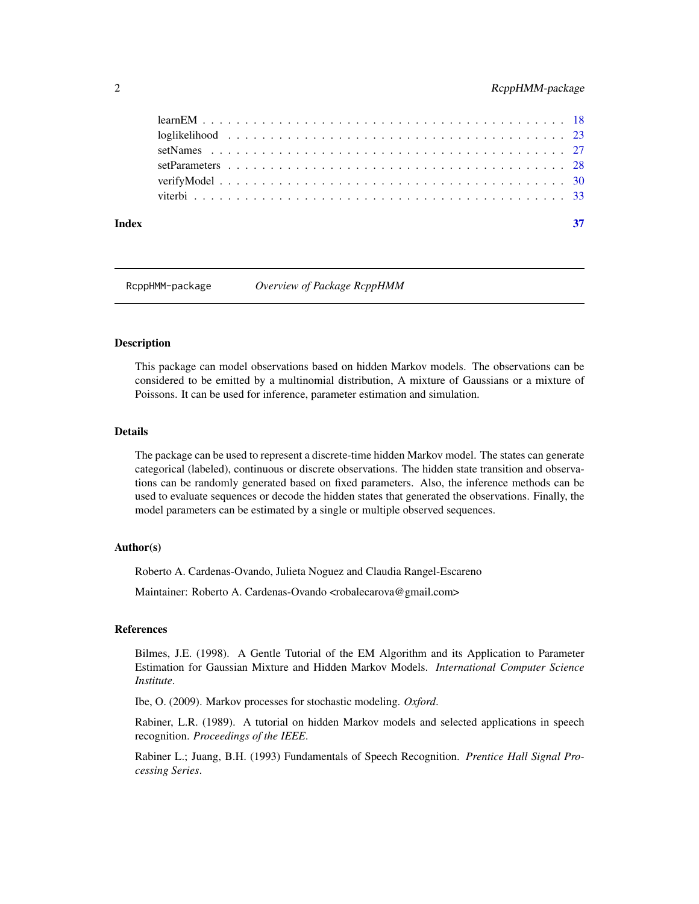learnEM . . . . . . . . . . . . . . . . . . . . . . . . . . . . . . . . . . . . . . . . . 18
loglikelihood . . . . . . . . . . . . . . . . . . . . . . . . . . . . . . . . . . . . . . 23
setNames . . . . . . . . . . . . . . . . . . . . . . . . . . . . . . . . . . . . . . . . . 27
setParameters . . . . . . . . . . . . . . . . . . . . . . . . . . . . . . . . . . . . . . 28
verifyModel . . . . . . . . . . . . . . . . . . . . . . . . . . . . . . . . . . . . . . . 30
viterbi . . . . . . . . . . . . . . . . . . . . . . . . . . . . . . . . . . . . . . . . . . 33

**Index** **37**

---

RcppHMM-package *Overview of Package RcppHMM*

---

## Description

This package can model observations based on hidden Markov models. The observations can be considered to be emitted by a multinomial distribution, A mixture of Gaussians or a mixture of Poissons. It can be used for inference, parameter estimation and simulation.

## Details

The package can be used to represent a discrete-time hidden Markov model. The states can generate categorical (labeled), continuous or discrete observations. The hidden state transition and observations can be randomly generated based on fixed parameters. Also, the inference methods can be used to evaluate sequences or decode the hidden states that generated the observations. Finally, the model parameters can be estimated by a single or multiple observed sequences.

## Author(s)

Roberto A. Cardenas-Ovando, Julieta Noguez and Claudia Rangel-Escareno

Maintainer: Roberto A. Cardenas-Ovando <robalecarova@gmail.com>

## References

Bilmes, J.E. (1998). A Gentle Tutorial of the EM Algorithm and its Application to Parameter Estimation for Gaussian Mixture and Hidden Markov Models. *International Computer Science Institute*.

Ibe, O. (2009). Markov processes for stochastic modeling. *Oxford*.

Rabiner, L.R. (1989). A tutorial on hidden Markov models and selected applications in speech recognition. *Proceedings of the IEEE*.

Rabiner L.; Juang, B.H. (1993) Fundamentals of Speech Recognition. *Prentice Hall Signal Processing Series*.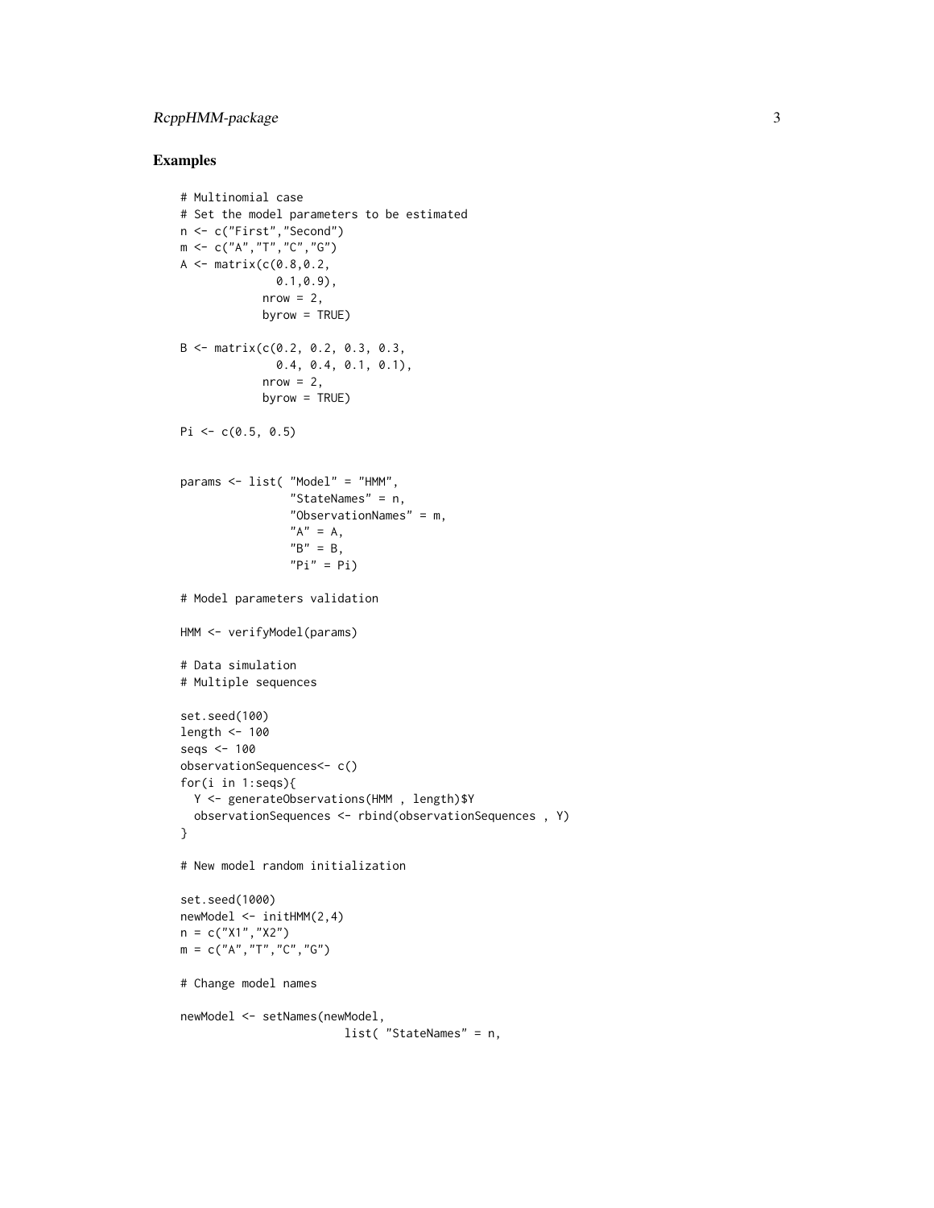## Examples

```
# Multinomial case
# Set the model parameters to be estimated
n <- c("First","Second")
m <- c("A","T","C","G")
A <- matrix(c(0.8,0.2,
              0.1,0.9),
            nrow = 2,
            byrow = TRUE)

B <- matrix(c(0.2, 0.2, 0.3, 0.3,
              0.4, 0.4, 0.1, 0.1),
            nrow = 2,
            byrow = TRUE)

Pi <- c(0.5, 0.5)


params <- list( "Model" = "HMM",
                "StateNames" = n,
                "ObservationNames" = m,
                "A" = A,
                "B" = B,
                "Pi" = Pi)

# Model parameters validation

HMM <- verifyModel(params)

# Data simulation
# Multiple sequences

set.seed(100)
length <- 100
seqs <- 100
observationSequences<- c()
for(i in 1:seqs){
  Y <- generateObservations(HMM , length)$Y
  observationSequences <- rbind(observationSequences , Y)
}

# New model random initialization

set.seed(1000)
newModel <- initHMM(2,4)
n = c("X1","X2")
m = c("A","T","C","G")

# Change model names

newModel <- setNames(newModel,
                        list( "StateNames" = n,
```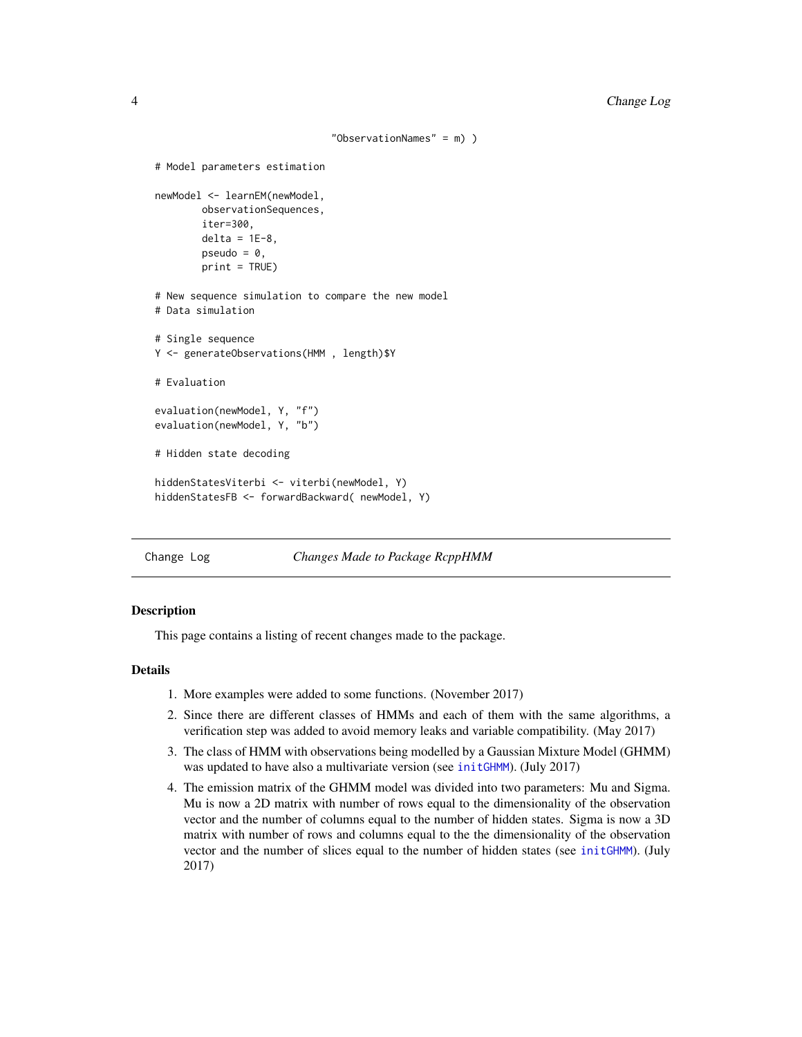```
                                   "ObservationNames" = m) )

# Model parameters estimation

newModel <- learnEM(newModel,
        observationSequences,
        iter=300,
        delta = 1E-8,
        pseudo = 0,
        print = TRUE)

# New sequence simulation to compare the new model
# Data simulation

# Single sequence
Y <- generateObservations(HMM , length)$Y

# Evaluation

evaluation(newModel, Y, "f")
evaluation(newModel, Y, "b")

# Hidden state decoding

hiddenStatesViterbi <- viterbi(newModel, Y)
hiddenStatesFB <- forwardBackward( newModel, Y)
```

---

## Change Log — *Changes Made to Package RcppHMM*

### Description

This page contains a listing of recent changes made to the package.

### Details

1. More examples were added to some functions. (November 2017)
2. Since there are different classes of HMMs and each of them with the same algorithms, a verification step was added to avoid memory leaks and variable compatibility. (May 2017)
3. The class of HMM with observations being modelled by a Gaussian Mixture Model (GHMM) was updated to have also a multivariate version (see `initGHMM`). (July 2017)
4. The emission matrix of the GHMM model was divided into two parameters: Mu and Sigma. Mu is now a 2D matrix with number of rows equal to the dimensionality of the observation vector and the number of columns equal to the number of hidden states. Sigma is now a 3D matrix with number of rows and columns equal to the the dimensionality of the observation vector and the number of slices equal to the number of hidden states (see `initGHMM`). (July 2017)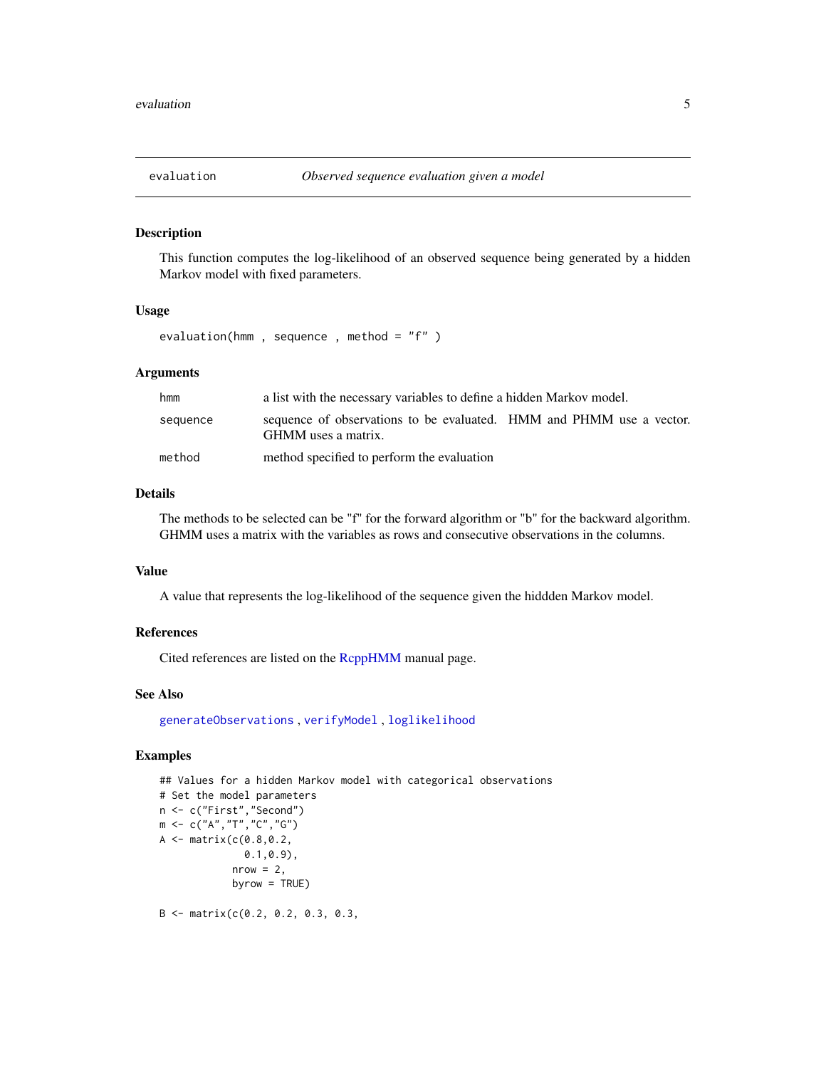# evaluation — *Observed sequence evaluation given a model*

## Description

This function computes the log-likelihood of an observed sequence being generated by a hidden Markov model with fixed parameters.

## Usage

```
evaluation(hmm , sequence , method = "f" )
```

## Arguments

| | |
|---|---|
| `hmm` | a list with the necessary variables to define a hidden Markov model. |
| `sequence` | sequence of observations to be evaluated. HMM and PHMM use a vector. GHMM uses a matrix. |
| `method` | method specified to perform the evaluation |

## Details

The methods to be selected can be "f" for the forward algorithm or "b" for the backward algorithm. GHMM uses a matrix with the variables as rows and consecutive observations in the columns.

## Value

A value that represents the log-likelihood of the sequence given the hiddden Markov model.

## References

Cited references are listed on the RcppHMM manual page.

## See Also

`generateObservations` , `verifyModel` , `loglikelihood`

## Examples

```
## Values for a hidden Markov model with categorical observations
# Set the model parameters
n <- c("First","Second")
m <- c("A","T","C","G")
A <- matrix(c(0.8,0.2,
              0.1,0.9),
            nrow = 2,
            byrow = TRUE)

B <- matrix(c(0.2, 0.2, 0.3, 0.3,
```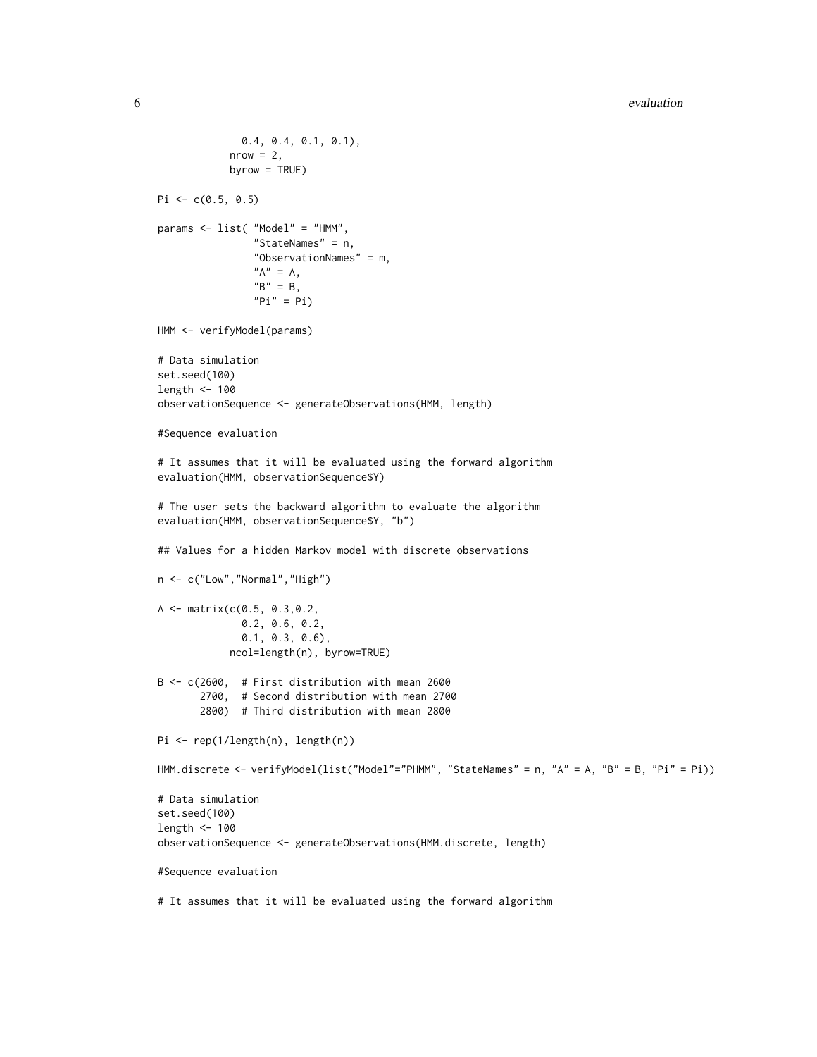```
              0.4, 0.4, 0.1, 0.1),
            nrow = 2,
            byrow = TRUE)

Pi <- c(0.5, 0.5)

params <- list( "Model" = "HMM",
                "StateNames" = n,
                "ObservationNames" = m,
                "A" = A,
                "B" = B,
                "Pi" = Pi)

HMM <- verifyModel(params)

# Data simulation
set.seed(100)
length <- 100
observationSequence <- generateObservations(HMM, length)

#Sequence evaluation

# It assumes that it will be evaluated using the forward algorithm
evaluation(HMM, observationSequence$Y)

# The user sets the backward algorithm to evaluate the algorithm
evaluation(HMM, observationSequence$Y, "b")

## Values for a hidden Markov model with discrete observations

n <- c("Low","Normal","High")

A <- matrix(c(0.5, 0.3,0.2,
              0.2, 0.6, 0.2,
              0.1, 0.3, 0.6),
            ncol=length(n), byrow=TRUE)

B <- c(2600,  # First distribution with mean 2600
       2700,  # Second distribution with mean 2700
       2800)  # Third distribution with mean 2800

Pi <- rep(1/length(n), length(n))

HMM.discrete <- verifyModel(list("Model"="PHMM", "StateNames" = n, "A" = A, "B" = B, "Pi" = Pi))

# Data simulation
set.seed(100)
length <- 100
observationSequence <- generateObservations(HMM.discrete, length)

#Sequence evaluation

# It assumes that it will be evaluated using the forward algorithm
```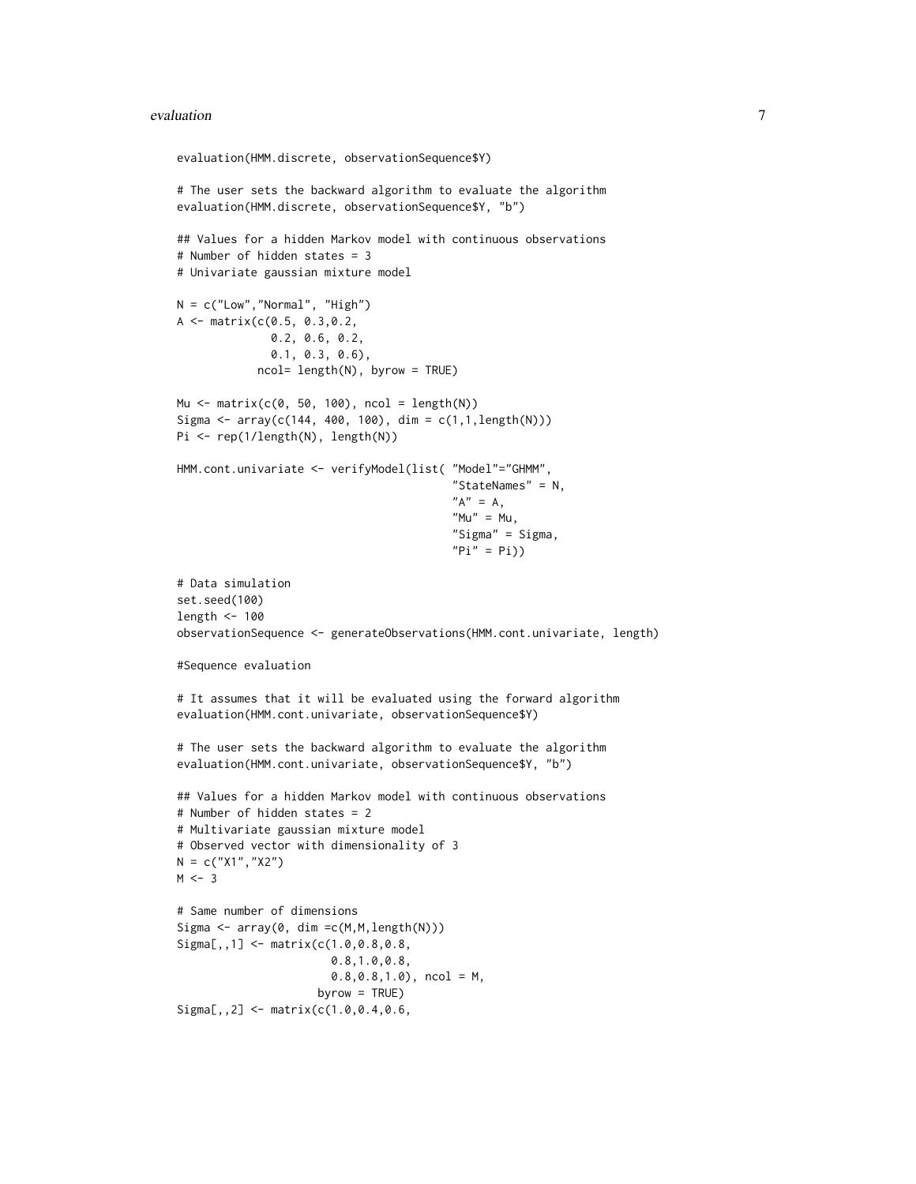```
evaluation(HMM.discrete, observationSequence$Y)

# The user sets the backward algorithm to evaluate the algorithm
evaluation(HMM.discrete, observationSequence$Y, "b")

## Values for a hidden Markov model with continuous observations
# Number of hidden states = 3
# Univariate gaussian mixture model

N = c("Low","Normal", "High")
A <- matrix(c(0.5, 0.3,0.2,
              0.2, 0.6, 0.2,
              0.1, 0.3, 0.6),
            ncol= length(N), byrow = TRUE)

Mu <- matrix(c(0, 50, 100), ncol = length(N))
Sigma <- array(c(144, 400, 100), dim = c(1,1,length(N)))
Pi <- rep(1/length(N), length(N))

HMM.cont.univariate <- verifyModel(list( "Model"="GHMM",
                                         "StateNames" = N,
                                         "A" = A,
                                         "Mu" = Mu,
                                         "Sigma" = Sigma,
                                         "Pi" = Pi))

# Data simulation
set.seed(100)
length <- 100
observationSequence <- generateObservations(HMM.cont.univariate, length)

#Sequence evaluation

# It assumes that it will be evaluated using the forward algorithm
evaluation(HMM.cont.univariate, observationSequence$Y)

# The user sets the backward algorithm to evaluate the algorithm
evaluation(HMM.cont.univariate, observationSequence$Y, "b")

## Values for a hidden Markov model with continuous observations
# Number of hidden states = 2
# Multivariate gaussian mixture model
# Observed vector with dimensionality of 3
N = c("X1","X2")
M <- 3

# Same number of dimensions
Sigma <- array(0, dim =c(M,M,length(N)))
Sigma[,,1] <- matrix(c(1.0,0.8,0.8,
                       0.8,1.0,0.8,
                       0.8,0.8,1.0), ncol = M,
                     byrow = TRUE)
Sigma[,,2] <- matrix(c(1.0,0.4,0.6,
```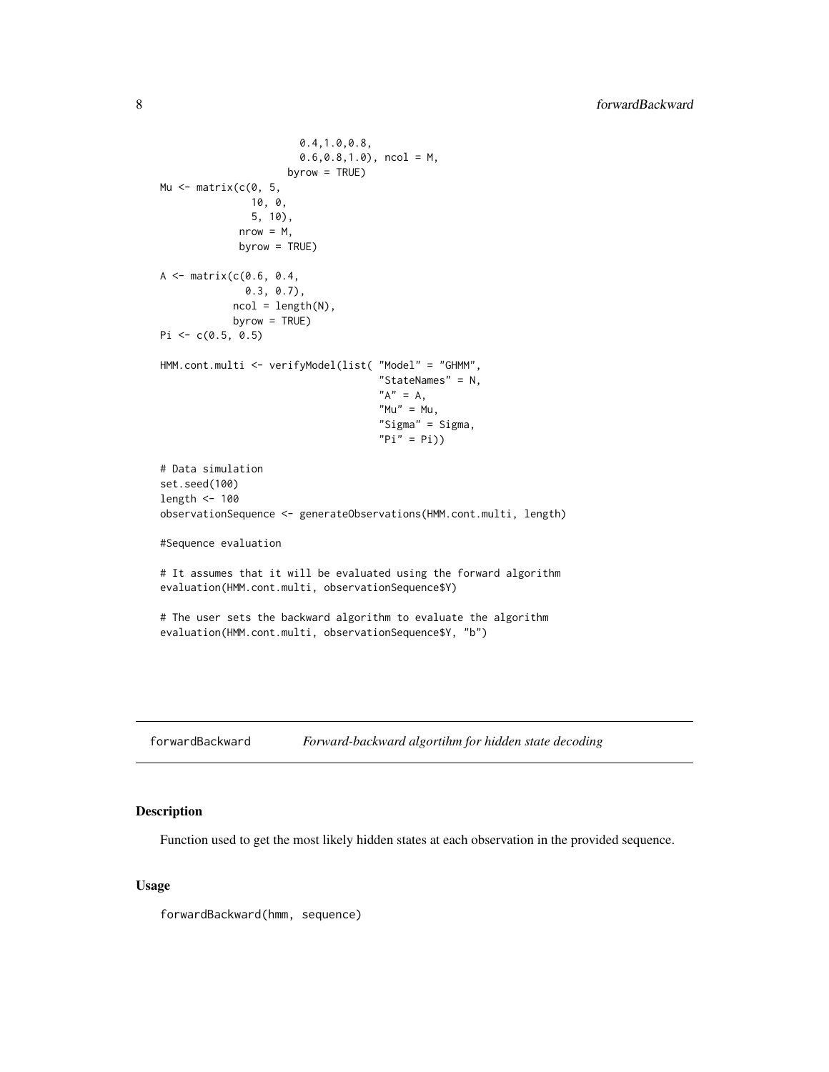```
                          0.4,1.0,0.8,
                          0.6,0.8,1.0), ncol = M,
                        byrow = TRUE)
Mu <- matrix(c(0, 5,
               10, 0,
               5, 10),
             nrow = M,
             byrow = TRUE)

A <- matrix(c(0.6, 0.4,
              0.3, 0.7),
            ncol = length(N),
            byrow = TRUE)
Pi <- c(0.5, 0.5)

HMM.cont.multi <- verifyModel(list( "Model" = "GHMM",
                                    "StateNames" = N,
                                    "A" = A,
                                    "Mu" = Mu,
                                    "Sigma" = Sigma,
                                    "Pi" = Pi))

# Data simulation
set.seed(100)
length <- 100
observationSequence <- generateObservations(HMM.cont.multi, length)

#Sequence evaluation

# It assumes that it will be evaluated using the forward algorithm
evaluation(HMM.cont.multi, observationSequence$Y)

# The user sets the backward algorithm to evaluate the algorithm
evaluation(HMM.cont.multi, observationSequence$Y, "b")
```

---

## forwardBackward — *Forward-backward algortihm for hidden state decoding*

### Description

Function used to get the most likely hidden states at each observation in the provided sequence.

### Usage

```
forwardBackward(hmm, sequence)
```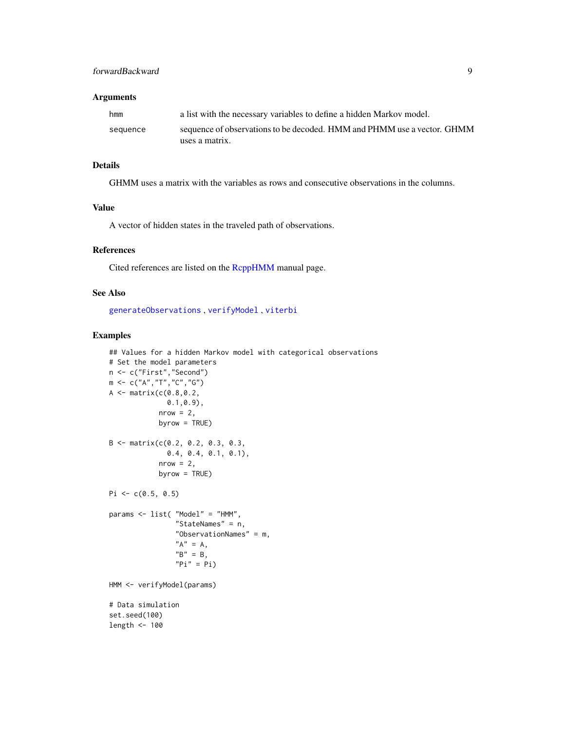### Arguments

| | |
|---|---|
| hmm | a list with the necessary variables to define a hidden Markov model. |
| sequence | sequence of observations to be decoded. HMM and PHMM use a vector. GHMM uses a matrix. |

### Details

GHMM uses a matrix with the variables as rows and consecutive observations in the columns.

### Value

A vector of hidden states in the traveled path of observations.

### References

Cited references are listed on the RcppHMM manual page.

### See Also

generateObservations , verifyModel , viterbi

### Examples

```
## Values for a hidden Markov model with categorical observations
# Set the model parameters
n <- c("First","Second")
m <- c("A","T","C","G")
A <- matrix(c(0.8,0.2,
              0.1,0.9),
            nrow = 2,
            byrow = TRUE)

B <- matrix(c(0.2, 0.2, 0.3, 0.3,
              0.4, 0.4, 0.1, 0.1),
            nrow = 2,
            byrow = TRUE)

Pi <- c(0.5, 0.5)

params <- list( "Model" = "HMM",
                "StateNames" = n,
                "ObservationNames" = m,
                "A" = A,
                "B" = B,
                "Pi" = Pi)

HMM <- verifyModel(params)

# Data simulation
set.seed(100)
length <- 100
```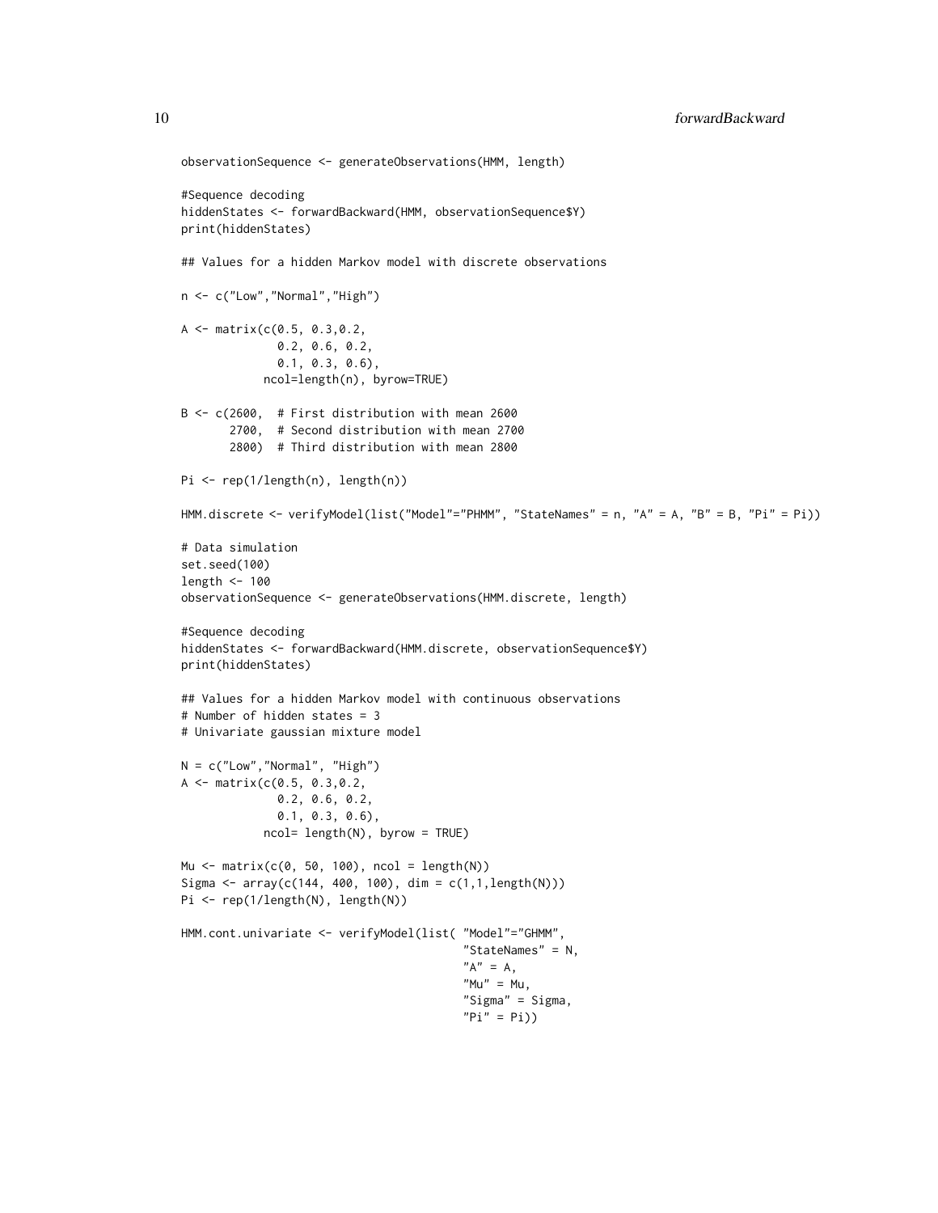```
observationSequence <- generateObservations(HMM, length)

#Sequence decoding
hiddenStates <- forwardBackward(HMM, observationSequence$Y)
print(hiddenStates)

## Values for a hidden Markov model with discrete observations

n <- c("Low","Normal","High")

A <- matrix(c(0.5, 0.3,0.2,
              0.2, 0.6, 0.2,
              0.1, 0.3, 0.6),
            ncol=length(n), byrow=TRUE)

B <- c(2600,  # First distribution with mean 2600
       2700,  # Second distribution with mean 2700
       2800)  # Third distribution with mean 2800

Pi <- rep(1/length(n), length(n))

HMM.discrete <- verifyModel(list("Model"="PHMM", "StateNames" = n, "A" = A, "B" = B, "Pi" = Pi))

# Data simulation
set.seed(100)
length <- 100
observationSequence <- generateObservations(HMM.discrete, length)

#Sequence decoding
hiddenStates <- forwardBackward(HMM.discrete, observationSequence$Y)
print(hiddenStates)

## Values for a hidden Markov model with continuous observations
# Number of hidden states = 3
# Univariate gaussian mixture model

N = c("Low","Normal", "High")
A <- matrix(c(0.5, 0.3,0.2,
              0.2, 0.6, 0.2,
              0.1, 0.3, 0.6),
            ncol= length(N), byrow = TRUE)

Mu <- matrix(c(0, 50, 100), ncol = length(N))
Sigma <- array(c(144, 400, 100), dim = c(1,1,length(N)))
Pi <- rep(1/length(N), length(N))

HMM.cont.univariate <- verifyModel(list( "Model"="GHMM",
                                         "StateNames" = N,
                                         "A" = A,
                                         "Mu" = Mu,
                                         "Sigma" = Sigma,
                                         "Pi" = Pi))
```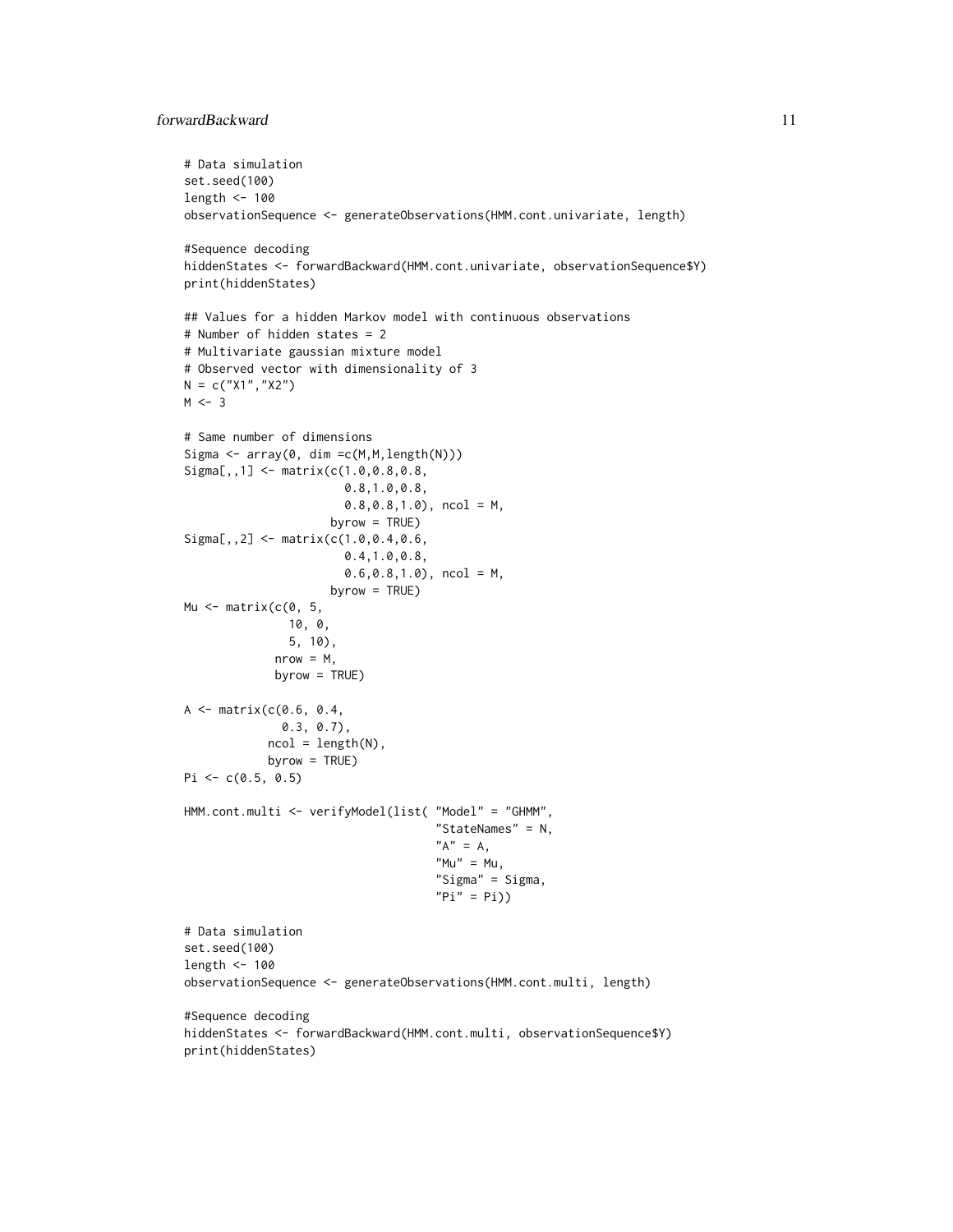```
# Data simulation
set.seed(100)
length <- 100
observationSequence <- generateObservations(HMM.cont.univariate, length)

#Sequence decoding
hiddenStates <- forwardBackward(HMM.cont.univariate, observationSequence$Y)
print(hiddenStates)

## Values for a hidden Markov model with continuous observations
# Number of hidden states = 2
# Multivariate gaussian mixture model
# Observed vector with dimensionality of 3
N = c("X1","X2")
M <- 3

# Same number of dimensions
Sigma <- array(0, dim =c(M,M,length(N)))
Sigma[,,1] <- matrix(c(1.0,0.8,0.8,
                       0.8,1.0,0.8,
                       0.8,0.8,1.0), ncol = M,
                     byrow = TRUE)
Sigma[,,2] <- matrix(c(1.0,0.4,0.6,
                       0.4,1.0,0.8,
                       0.6,0.8,1.0), ncol = M,
                     byrow = TRUE)
Mu <- matrix(c(0, 5,
               10, 0,
               5, 10),
             nrow = M,
             byrow = TRUE)

A <- matrix(c(0.6, 0.4,
              0.3, 0.7),
            ncol = length(N),
            byrow = TRUE)
Pi <- c(0.5, 0.5)

HMM.cont.multi <- verifyModel(list( "Model" = "GHMM",
                                    "StateNames" = N,
                                    "A" = A,
                                    "Mu" = Mu,
                                    "Sigma" = Sigma,
                                    "Pi" = Pi))

# Data simulation
set.seed(100)
length <- 100
observationSequence <- generateObservations(HMM.cont.multi, length)

#Sequence decoding
hiddenStates <- forwardBackward(HMM.cont.multi, observationSequence$Y)
print(hiddenStates)
```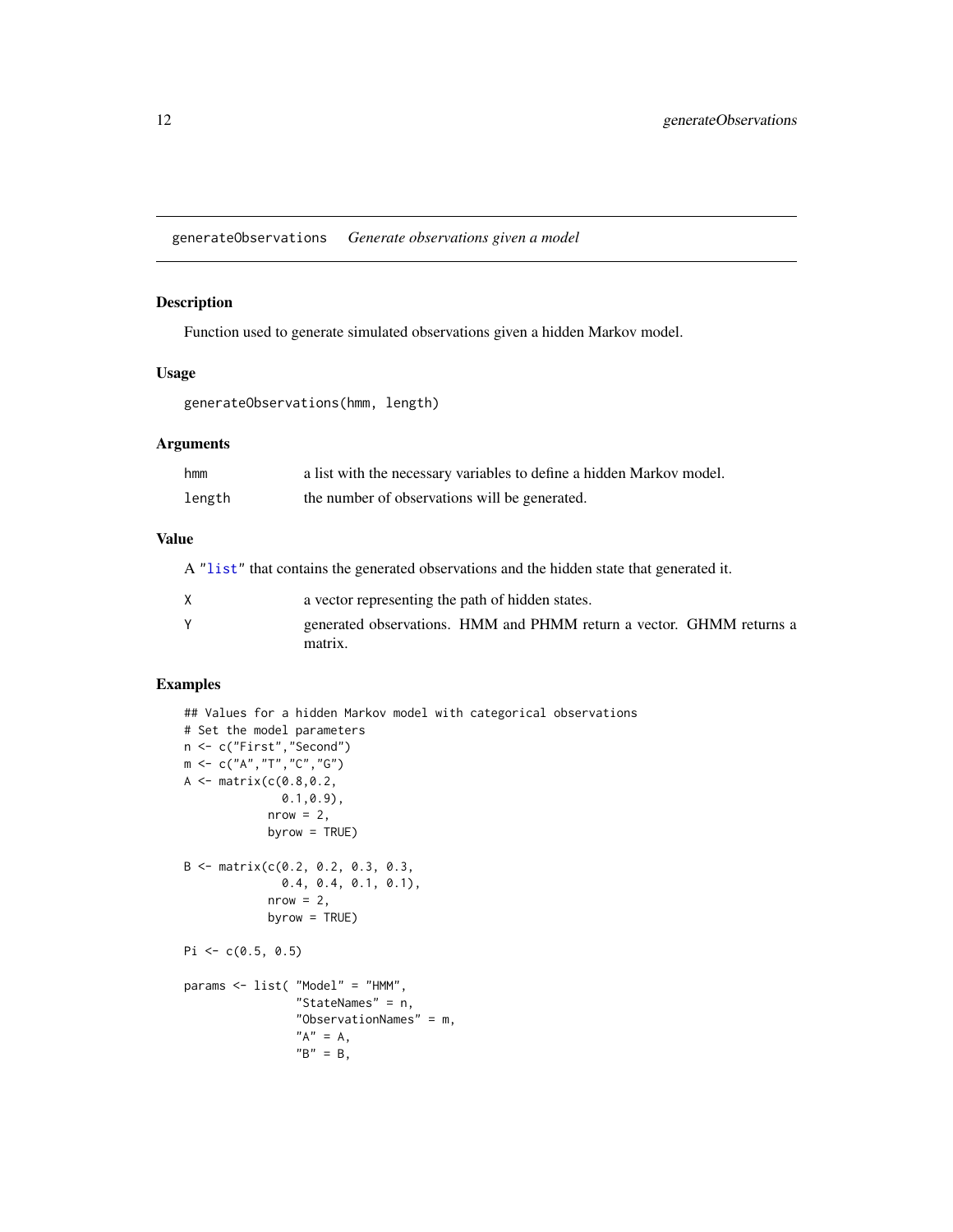# generateObservations *Generate observations given a model*

## Description

Function used to generate simulated observations given a hidden Markov model.

## Usage

```
generateObservations(hmm, length)
```

## Arguments

| | |
|---|---|
| hmm | a list with the necessary variables to define a hidden Markov model. |
| length | the number of observations will be generated. |

## Value

A "list" that contains the generated observations and the hidden state that generated it.

| | |
|---|---|
| X | a vector representing the path of hidden states. |
| Y | generated observations. HMM and PHMM return a vector. GHMM returns a matrix. |

## Examples

```
## Values for a hidden Markov model with categorical observations
# Set the model parameters
n <- c("First","Second")
m <- c("A","T","C","G")
A <- matrix(c(0.8,0.2,
              0.1,0.9),
            nrow = 2,
            byrow = TRUE)

B <- matrix(c(0.2, 0.2, 0.3, 0.3,
              0.4, 0.4, 0.1, 0.1),
            nrow = 2,
            byrow = TRUE)

Pi <- c(0.5, 0.5)

params <- list( "Model" = "HMM",
                "StateNames" = n,
                "ObservationNames" = m,
                "A" = A,
                "B" = B,
```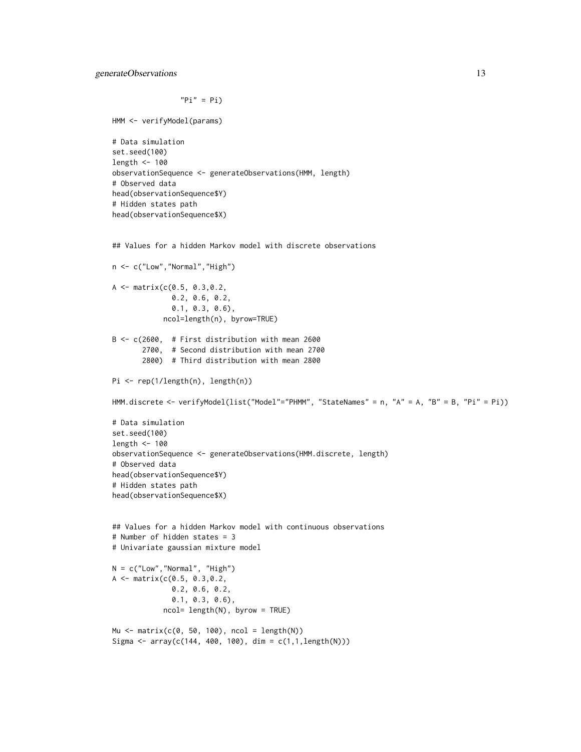```
                "Pi" = Pi)

HMM <- verifyModel(params)

# Data simulation
set.seed(100)
length <- 100
observationSequence <- generateObservations(HMM, length)
# Observed data
head(observationSequence$Y)
# Hidden states path
head(observationSequence$X)


## Values for a hidden Markov model with discrete observations

n <- c("Low","Normal","High")

A <- matrix(c(0.5, 0.3,0.2,
              0.2, 0.6, 0.2,
              0.1, 0.3, 0.6),
            ncol=length(n), byrow=TRUE)

B <- c(2600,  # First distribution with mean 2600
       2700,  # Second distribution with mean 2700
       2800)  # Third distribution with mean 2800

Pi <- rep(1/length(n), length(n))

HMM.discrete <- verifyModel(list("Model"="PHMM", "StateNames" = n, "A" = A, "B" = B, "Pi" = Pi))

# Data simulation
set.seed(100)
length <- 100
observationSequence <- generateObservations(HMM.discrete, length)
# Observed data
head(observationSequence$Y)
# Hidden states path
head(observationSequence$X)


## Values for a hidden Markov model with continuous observations
# Number of hidden states = 3
# Univariate gaussian mixture model

N = c("Low","Normal", "High")
A <- matrix(c(0.5, 0.3,0.2,
              0.2, 0.6, 0.2,
              0.1, 0.3, 0.6),
            ncol= length(N), byrow = TRUE)

Mu <- matrix(c(0, 50, 100), ncol = length(N))
Sigma <- array(c(144, 400, 100), dim = c(1,1,length(N)))
```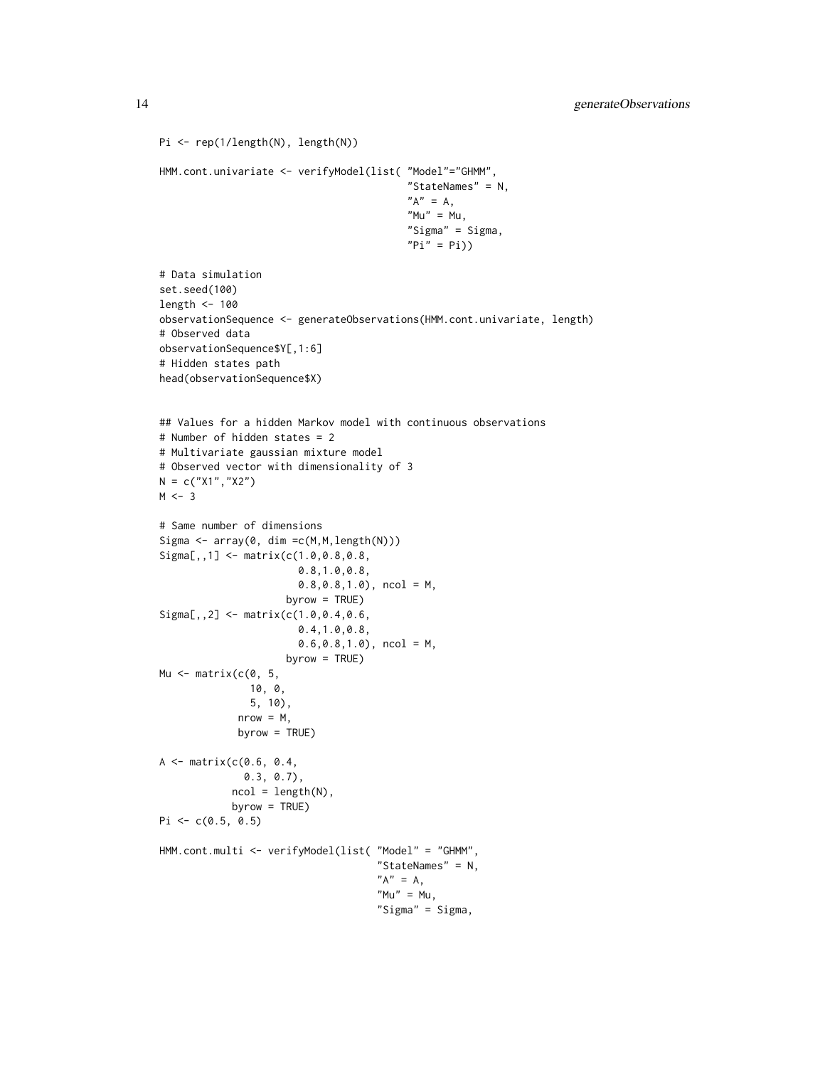```
Pi <- rep(1/length(N), length(N))

HMM.cont.univariate <- verifyModel(list( "Model"="GHMM",
                                         "StateNames" = N,
                                         "A" = A,
                                         "Mu" = Mu,
                                         "Sigma" = Sigma,
                                         "Pi" = Pi))

# Data simulation
set.seed(100)
length <- 100
observationSequence <- generateObservations(HMM.cont.univariate, length)
# Observed data
observationSequence$Y[,1:6]
# Hidden states path
head(observationSequence$X)


## Values for a hidden Markov model with continuous observations
# Number of hidden states = 2
# Multivariate gaussian mixture model
# Observed vector with dimensionality of 3
N = c("X1","X2")
M <- 3

# Same number of dimensions
Sigma <- array(0, dim =c(M,M,length(N)))
Sigma[,,1] <- matrix(c(1.0,0.8,0.8,
                       0.8,1.0,0.8,
                       0.8,0.8,1.0), ncol = M,
                     byrow = TRUE)
Sigma[,,2] <- matrix(c(1.0,0.4,0.6,
                       0.4,1.0,0.8,
                       0.6,0.8,1.0), ncol = M,
                     byrow = TRUE)
Mu <- matrix(c(0, 5,
               10, 0,
               5, 10),
             nrow = M,
             byrow = TRUE)

A <- matrix(c(0.6, 0.4,
              0.3, 0.7),
            ncol = length(N),
            byrow = TRUE)
Pi <- c(0.5, 0.5)

HMM.cont.multi <- verifyModel(list( "Model" = "GHMM",
                                    "StateNames" = N,
                                    "A" = A,
                                    "Mu" = Mu,
                                    "Sigma" = Sigma,
```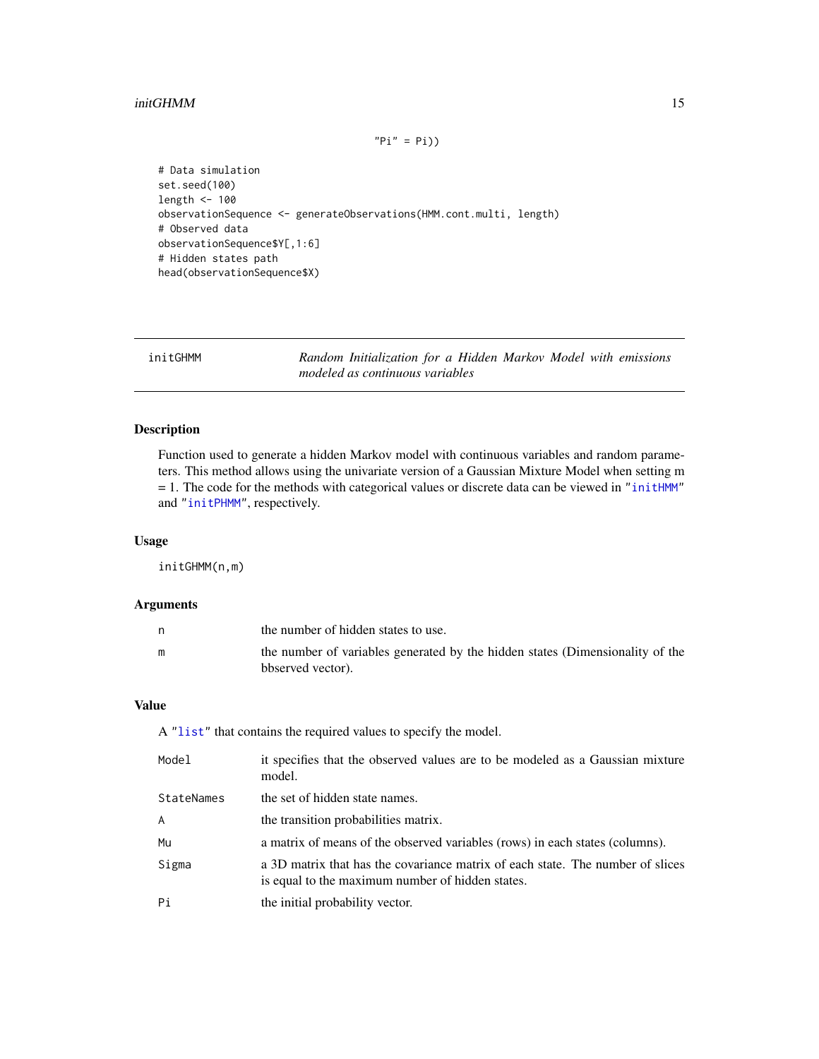```
                                "Pi" = Pi))

# Data simulation
set.seed(100)
length <- 100
observationSequence <- generateObservations(HMM.cont.multi, length)
# Observed data
observationSequence$Y[,1:6]
# Hidden states path
head(observationSequence$X)
```

---

## initGHMM — *Random Initialization for a Hidden Markov Model with emissions modeled as continuous variables*

---

### Description

Function used to generate a hidden Markov model with continuous variables and random parameters. This method allows using the univariate version of a Gaussian Mixture Model when setting m = 1. The code for the methods with categorical values or discrete data can be viewed in "initHMM" and "initPHMM", respectively.

### Usage

```
initGHMM(n,m)
```

### Arguments

| | |
|---|---|
| n | the number of hidden states to use. |
| m | the number of variables generated by the hidden states (Dimensionality of the bbserved vector). |

### Value

A "list" that contains the required values to specify the model.

| | |
|---|---|
| Model | it specifies that the observed values are to be modeled as a Gaussian mixture model. |
| StateNames | the set of hidden state names. |
| A | the transition probabilities matrix. |
| Mu | a matrix of means of the observed variables (rows) in each states (columns). |
| Sigma | a 3D matrix that has the covariance matrix of each state. The number of slices is equal to the maximum number of hidden states. |
| Pi | the initial probability vector. |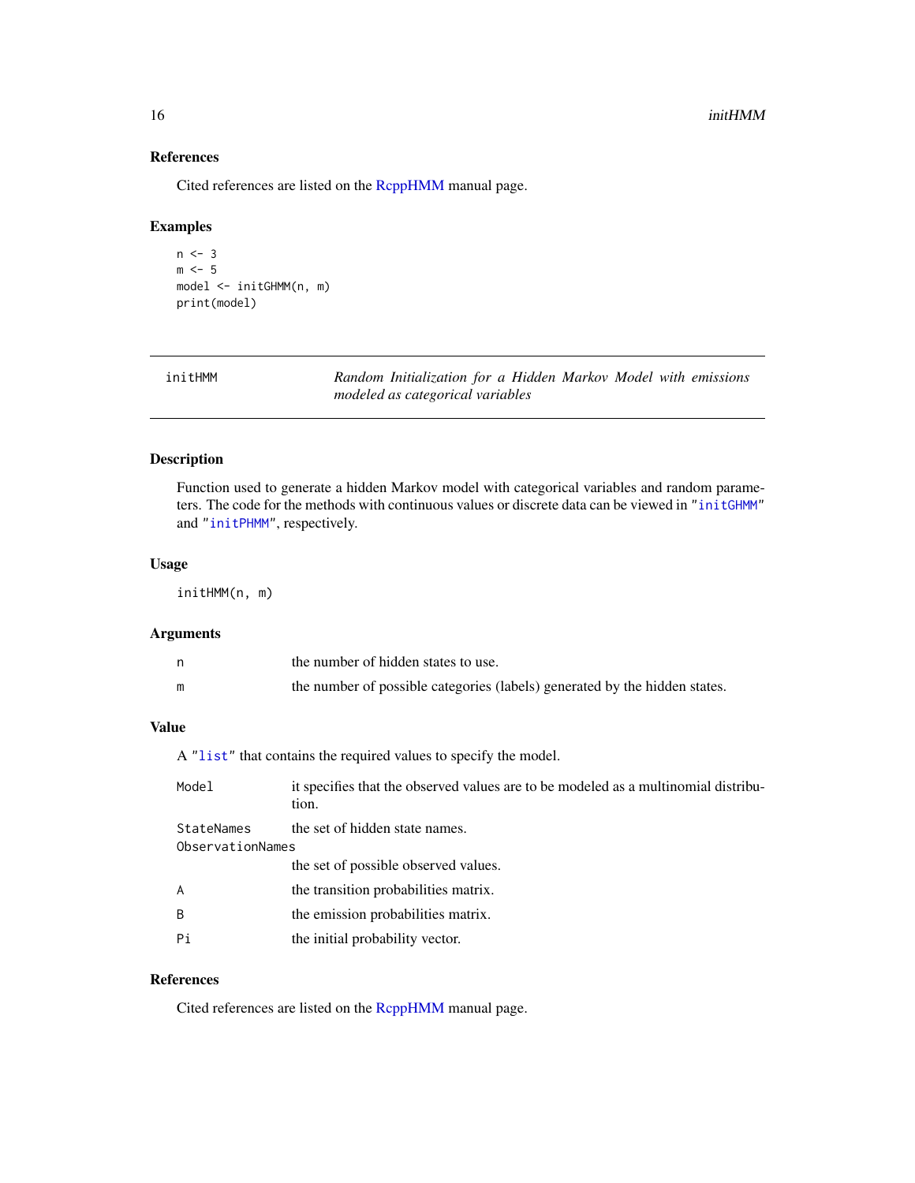### References

Cited references are listed on the RcppHMM manual page.

### Examples

```
n <- 3
m <- 5
model <- initGHMM(n, m)
print(model)
```

---

## initHMM — *Random Initialization for a Hidden Markov Model with emissions modeled as categorical variables*

### Description

Function used to generate a hidden Markov model with categorical variables and random parameters. The code for the methods with continuous values or discrete data can be viewed in "initGHMM" and "initPHMM", respectively.

### Usage

```
initHMM(n, m)
```

### Arguments

| | |
|---|---|
| n | the number of hidden states to use. |
| m | the number of possible categories (labels) generated by the hidden states. |

### Value

A "list" that contains the required values to specify the model.

| | |
|---|---|
| Model | it specifies that the observed values are to be modeled as a multinomial distribution. |
| StateNames | the set of hidden state names. |
| ObservationNames | the set of possible observed values. |
| A | the transition probabilities matrix. |
| B | the emission probabilities matrix. |
| Pi | the initial probability vector. |

### References

Cited references are listed on the RcppHMM manual page.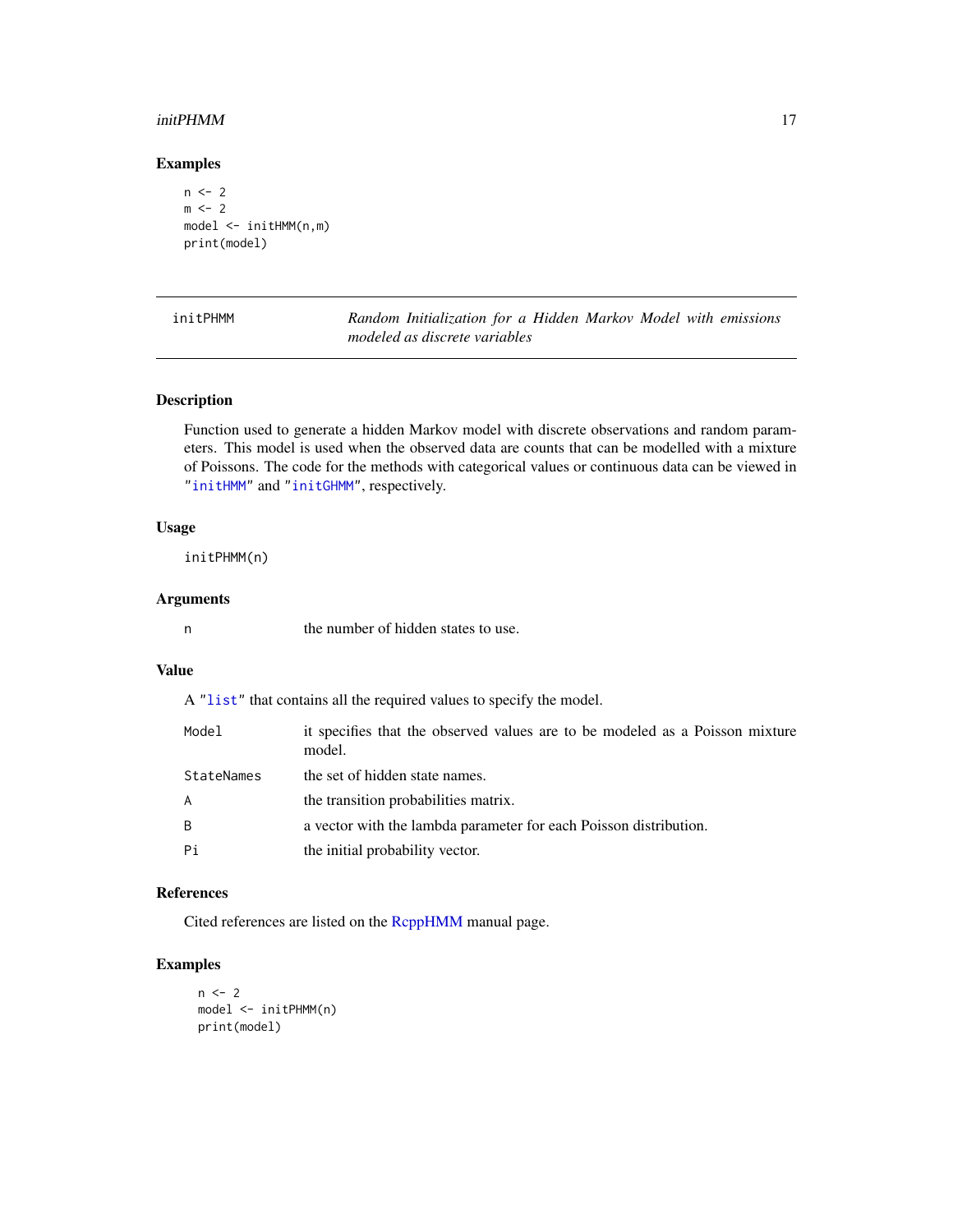## Examples

```
n <- 2
m <- 2
model <- initHMM(n,m)
print(model)
```

---

initPHMM — *Random Initialization for a Hidden Markov Model with emissions modeled as discrete variables*

---

### Description

Function used to generate a hidden Markov model with discrete observations and random parameters. This model is used when the observed data are counts that can be modelled with a mixture of Poissons. The code for the methods with categorical values or continuous data can be viewed in "initHMM" and "initGHMM", respectively.

### Usage

```
initPHMM(n)
```

### Arguments

| | |
|---|---|
| n | the number of hidden states to use. |

### Value

A "list" that contains all the required values to specify the model.

| | |
|---|---|
| Model | it specifies that the observed values are to be modeled as a Poisson mixture model. |
| StateNames | the set of hidden state names. |
| A | the transition probabilities matrix. |
| B | a vector with the lambda parameter for each Poisson distribution. |
| Pi | the initial probability vector. |

### References

Cited references are listed on the RcppHMM manual page.

### Examples

```
n <- 2
model <- initPHMM(n)
print(model)
```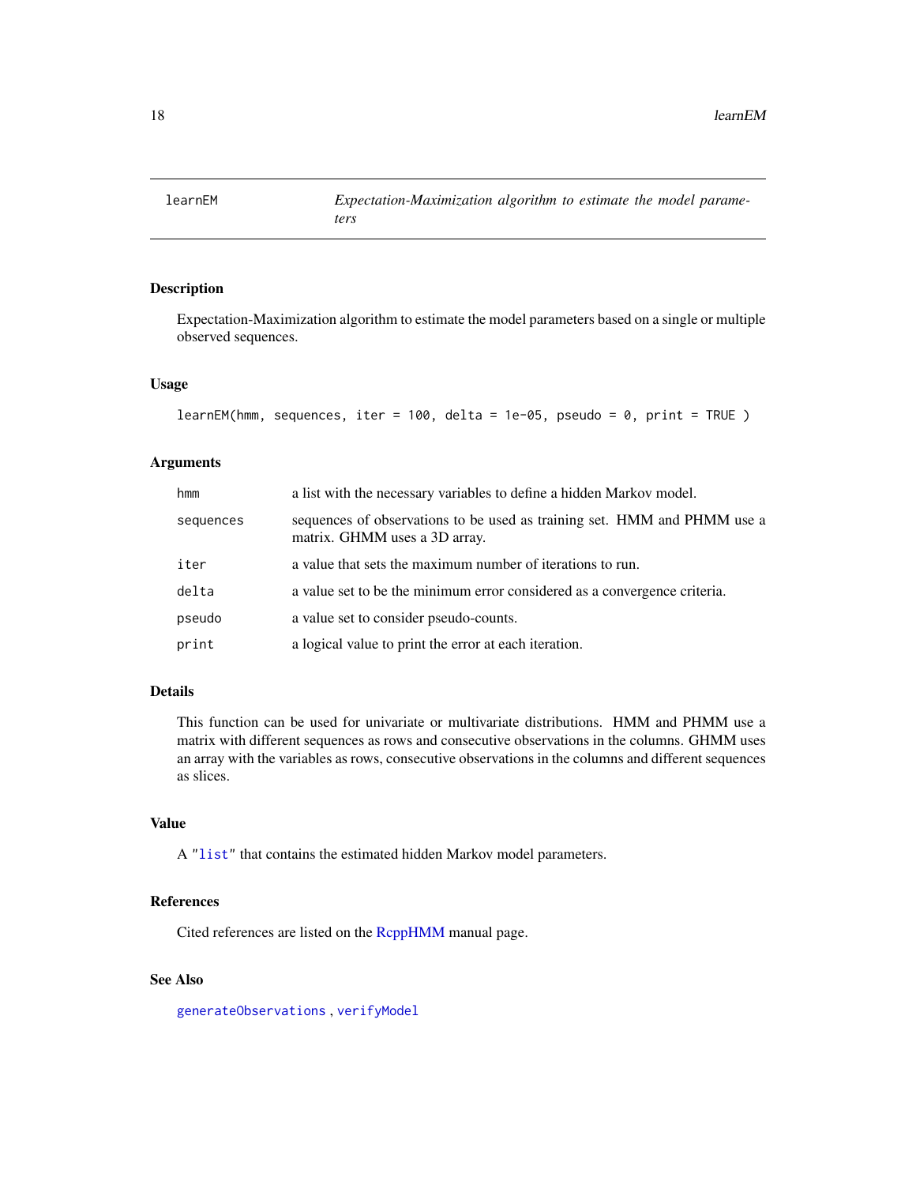# learnEM — *Expectation-Maximization algorithm to estimate the model parameters*

## Description

Expectation-Maximization algorithm to estimate the model parameters based on a single or multiple observed sequences.

## Usage

```
learnEM(hmm, sequences, iter = 100, delta = 1e-05, pseudo = 0, print = TRUE )
```

## Arguments

| | |
|---|---|
| `hmm` | a list with the necessary variables to define a hidden Markov model. |
| `sequences` | sequences of observations to be used as training set. HMM and PHMM use a matrix. GHMM uses a 3D array. |
| `iter` | a value that sets the maximum number of iterations to run. |
| `delta` | a value set to be the minimum error considered as a convergence criteria. |
| `pseudo` | a value set to consider pseudo-counts. |
| `print` | a logical value to print the error at each iteration. |

## Details

This function can be used for univariate or multivariate distributions. HMM and PHMM use a matrix with different sequences as rows and consecutive observations in the columns. GHMM uses an array with the variables as rows, consecutive observations in the columns and different sequences as slices.

## Value

A "`list`" that contains the estimated hidden Markov model parameters.

## References

Cited references are listed on the RcppHMM manual page.

## See Also

`generateObservations` , `verifyModel`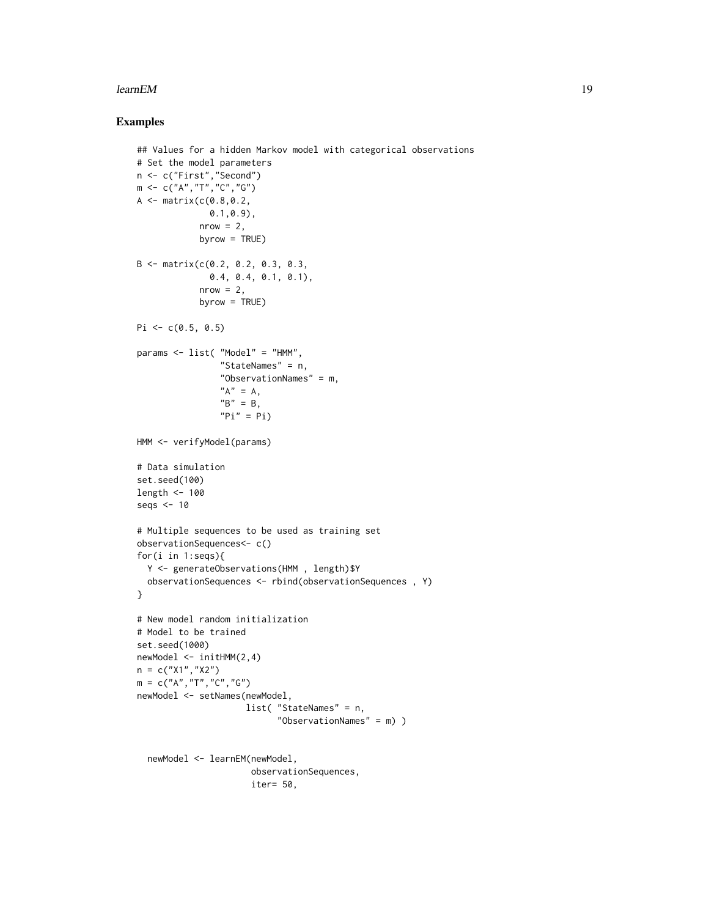## Examples

```
## Values for a hidden Markov model with categorical observations
# Set the model parameters
n <- c("First","Second")
m <- c("A","T","C","G")
A <- matrix(c(0.8,0.2,
              0.1,0.9),
            nrow = 2,
            byrow = TRUE)

B <- matrix(c(0.2, 0.2, 0.3, 0.3,
              0.4, 0.4, 0.1, 0.1),
            nrow = 2,
            byrow = TRUE)

Pi <- c(0.5, 0.5)

params <- list( "Model" = "HMM",
                "StateNames" = n,
                "ObservationNames" = m,
                "A" = A,
                "B" = B,
                "Pi" = Pi)

HMM <- verifyModel(params)

# Data simulation
set.seed(100)
length <- 100
seqs <- 10

# Multiple sequences to be used as training set
observationSequences<- c()
for(i in 1:seqs){
  Y <- generateObservations(HMM , length)$Y
  observationSequences <- rbind(observationSequences , Y)
}

# New model random initialization
# Model to be trained
set.seed(1000)
newModel <- initHMM(2,4)
n = c("X1","X2")
m = c("A","T","C","G")
newModel <- setNames(newModel,
                     list( "StateNames" = n,
                           "ObservationNames" = m) )


  newModel <- learnEM(newModel,
                      observationSequences,
                      iter= 50,
```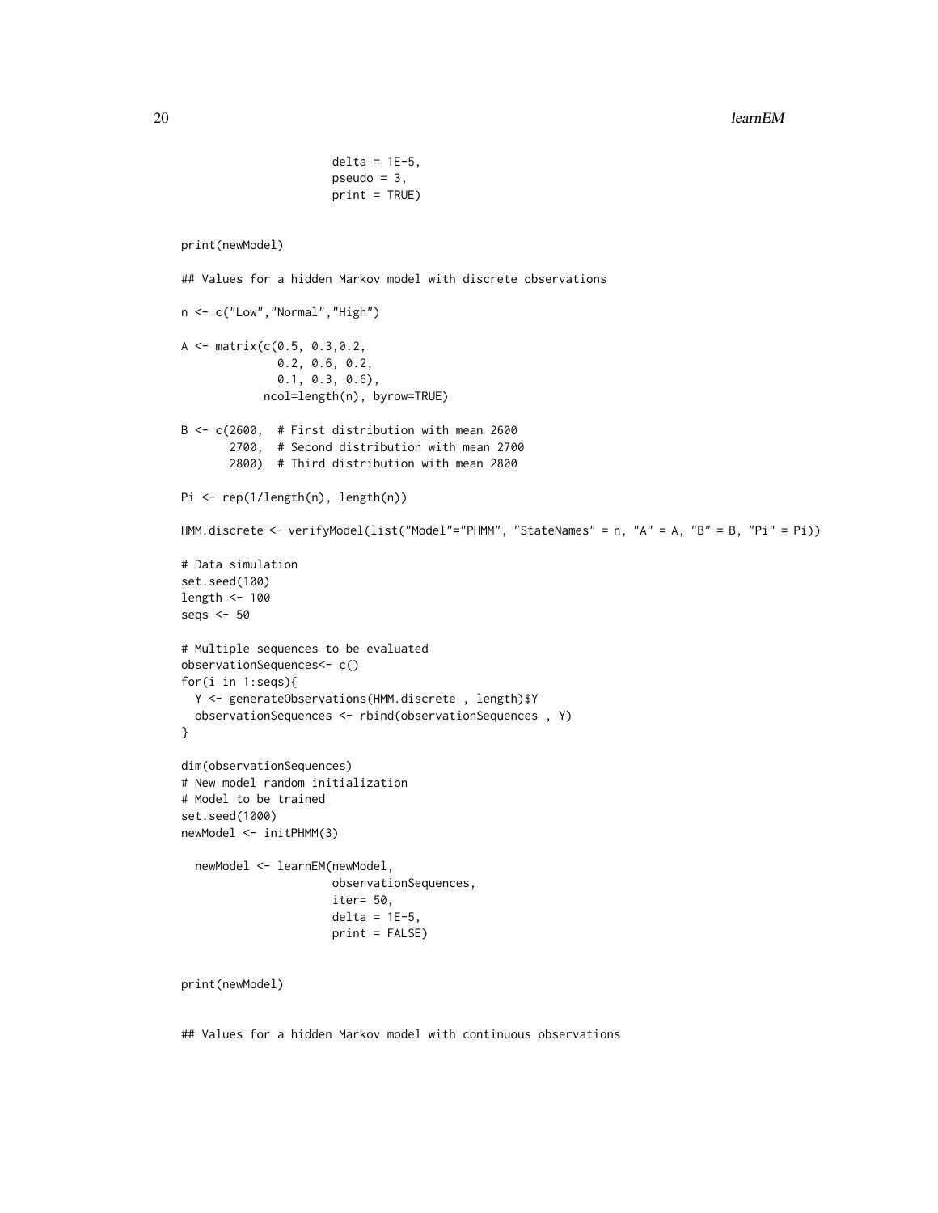```
                    delta = 1E-5,
                    pseudo = 3,
                    print = TRUE)


print(newModel)

## Values for a hidden Markov model with discrete observations

n <- c("Low","Normal","High")

A <- matrix(c(0.5, 0.3,0.2,
              0.2, 0.6, 0.2,
              0.1, 0.3, 0.6),
            ncol=length(n), byrow=TRUE)

B <- c(2600,  # First distribution with mean 2600
       2700,  # Second distribution with mean 2700
       2800)  # Third distribution with mean 2800

Pi <- rep(1/length(n), length(n))

HMM.discrete <- verifyModel(list("Model"="PHMM", "StateNames" = n, "A" = A, "B" = B, "Pi" = Pi))

# Data simulation
set.seed(100)
length <- 100
seqs <- 50

# Multiple sequences to be evaluated
observationSequences<- c()
for(i in 1:seqs){
  Y <- generateObservations(HMM.discrete , length)$Y
  observationSequences <- rbind(observationSequences , Y)
}

dim(observationSequences)
# New model random initialization
# Model to be trained
set.seed(1000)
newModel <- initPHMM(3)

  newModel <- learnEM(newModel,
                    observationSequences,
                    iter= 50,
                    delta = 1E-5,
                    print = FALSE)


print(newModel)


## Values for a hidden Markov model with continuous observations
```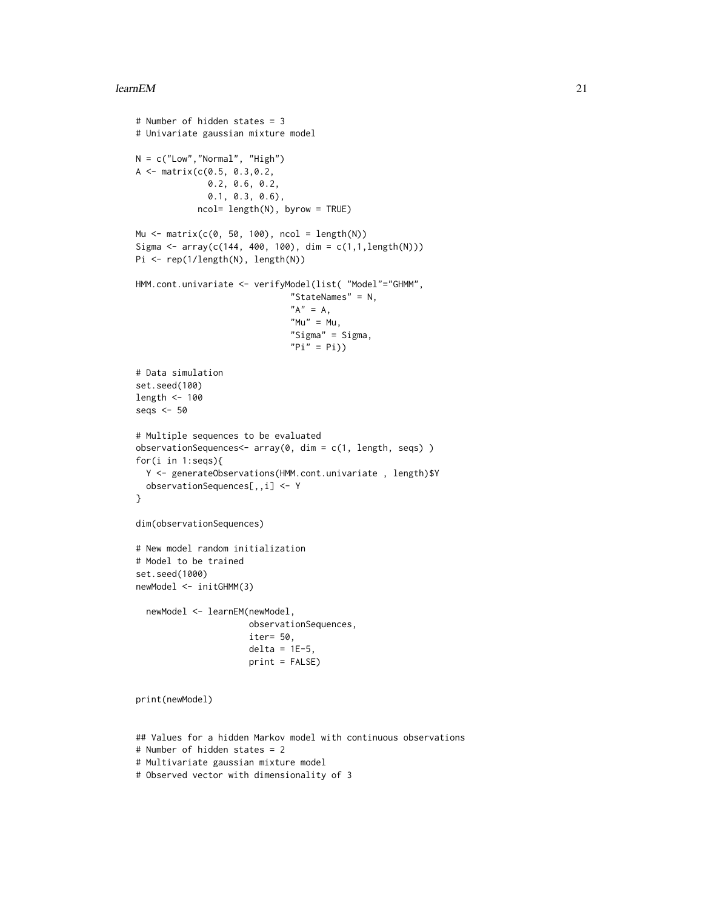```
# Number of hidden states = 3
# Univariate gaussian mixture model

N = c("Low","Normal", "High")
A <- matrix(c(0.5, 0.3,0.2,
              0.2, 0.6, 0.2,
              0.1, 0.3, 0.6),
            ncol= length(N), byrow = TRUE)

Mu <- matrix(c(0, 50, 100), ncol = length(N))
Sigma <- array(c(144, 400, 100), dim = c(1,1,length(N)))
Pi <- rep(1/length(N), length(N))

HMM.cont.univariate <- verifyModel(list( "Model"="GHMM",
                              "StateNames" = N,
                              "A" = A,
                              "Mu" = Mu,
                              "Sigma" = Sigma,
                              "Pi" = Pi))

# Data simulation
set.seed(100)
length <- 100
seqs <- 50

# Multiple sequences to be evaluated
observationSequences<- array(0, dim = c(1, length, seqs) )
for(i in 1:seqs){
  Y <- generateObservations(HMM.cont.univariate , length)$Y
  observationSequences[,,i] <- Y
}

dim(observationSequences)

# New model random initialization
# Model to be trained
set.seed(1000)
newModel <- initGHMM(3)

  newModel <- learnEM(newModel,
                      observationSequences,
                      iter= 50,
                      delta = 1E-5,
                      print = FALSE)


print(newModel)


## Values for a hidden Markov model with continuous observations
# Number of hidden states = 2
# Multivariate gaussian mixture model
# Observed vector with dimensionality of 3
```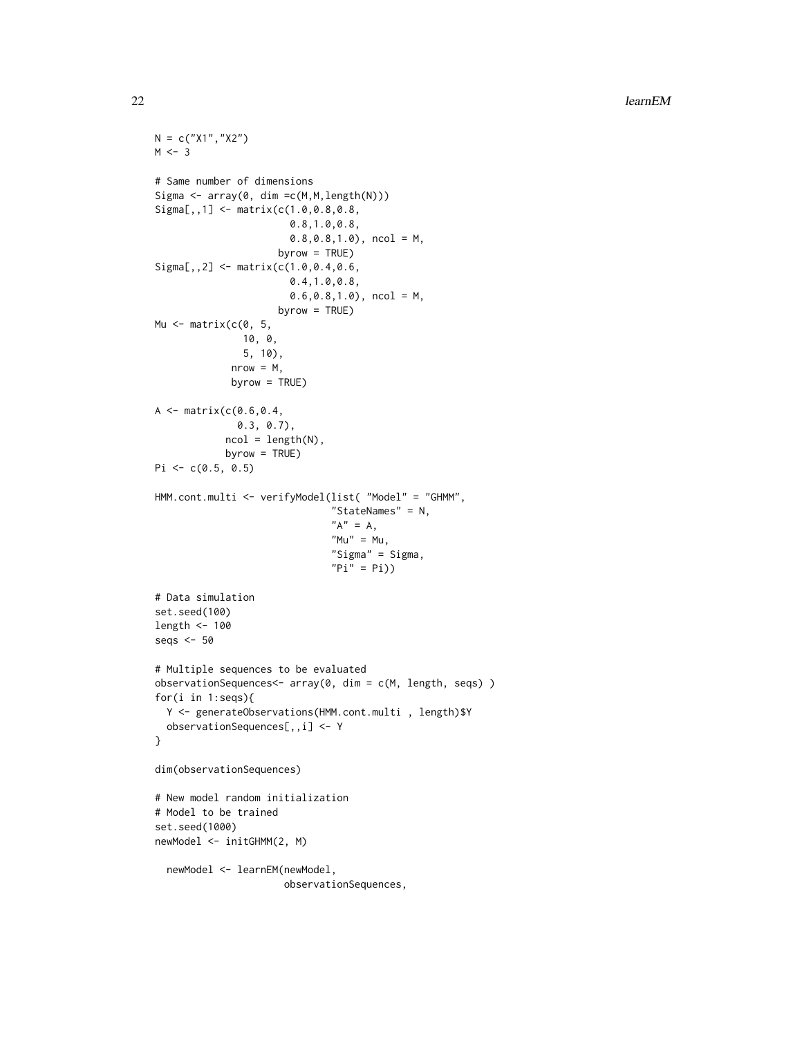```
N = c("X1","X2")
M <- 3

# Same number of dimensions
Sigma <- array(0, dim =c(M,M,length(N)))
Sigma[,,1] <- matrix(c(1.0,0.8,0.8,
                       0.8,1.0,0.8,
                       0.8,0.8,1.0), ncol = M,
                     byrow = TRUE)
Sigma[,,2] <- matrix(c(1.0,0.4,0.6,
                       0.4,1.0,0.8,
                       0.6,0.8,1.0), ncol = M,
                     byrow = TRUE)
Mu <- matrix(c(0, 5,
               10, 0,
               5, 10),
             nrow = M,
             byrow = TRUE)

A <- matrix(c(0.6,0.4,
              0.3, 0.7),
            ncol = length(N),
            byrow = TRUE)
Pi <- c(0.5, 0.5)

HMM.cont.multi <- verifyModel(list( "Model" = "GHMM",
                              "StateNames" = N,
                              "A" = A,
                              "Mu" = Mu,
                              "Sigma" = Sigma,
                              "Pi" = Pi))

# Data simulation
set.seed(100)
length <- 100
seqs <- 50

# Multiple sequences to be evaluated
observationSequences<- array(0, dim = c(M, length, seqs) )
for(i in 1:seqs){
  Y <- generateObservations(HMM.cont.multi , length)$Y
  observationSequences[,,i] <- Y
}

dim(observationSequences)

# New model random initialization
# Model to be trained
set.seed(1000)
newModel <- initGHMM(2, M)

  newModel <- learnEM(newModel,
                      observationSequences,
```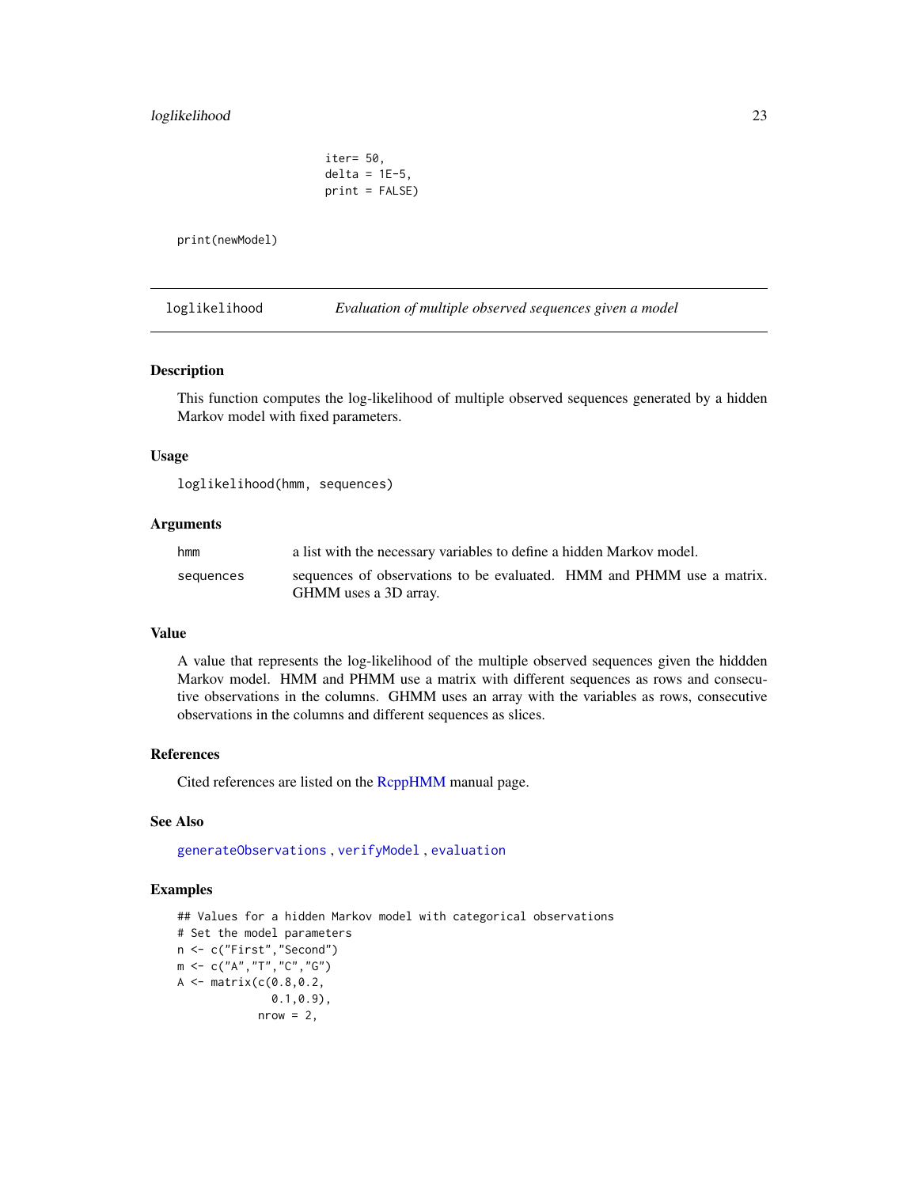```
                       iter= 50,
                       delta = 1E-5,
                       print = FALSE)

print(newModel)
```

---

## loglikelihood — *Evaluation of multiple observed sequences given a model*

---

### Description

This function computes the log-likelihood of multiple observed sequences generated by a hidden Markov model with fixed parameters.

### Usage

```
loglikelihood(hmm, sequences)
```

### Arguments

| | |
|---|---|
| `hmm` | a list with the necessary variables to define a hidden Markov model. |
| `sequences` | sequences of observations to be evaluated. HMM and PHMM use a matrix. GHMM uses a 3D array. |

### Value

A value that represents the log-likelihood of the multiple observed sequences given the hiddden Markov model. HMM and PHMM use a matrix with different sequences as rows and consecutive observations in the columns. GHMM uses an array with the variables as rows, consecutive observations in the columns and different sequences as slices.

### References

Cited references are listed on the RcppHMM manual page.

### See Also

`generateObservations` , `verifyModel` , `evaluation`

### Examples

```
## Values for a hidden Markov model with categorical observations
# Set the model parameters
n <- c("First","Second")
m <- c("A","T","C","G")
A <- matrix(c(0.8,0.2,
              0.1,0.9),
            nrow = 2,
```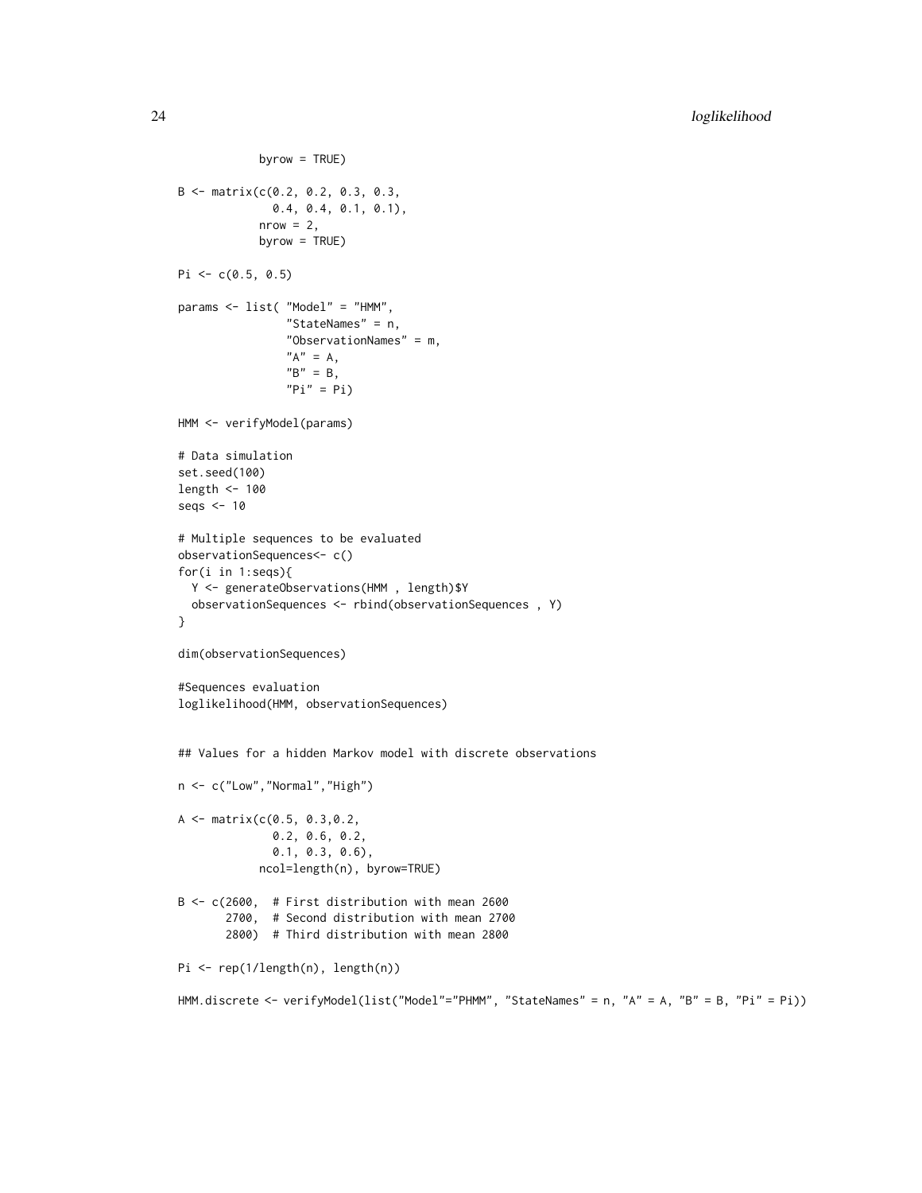```
            byrow = TRUE)

B <- matrix(c(0.2, 0.2, 0.3, 0.3,
              0.4, 0.4, 0.1, 0.1),
            nrow = 2,
            byrow = TRUE)

Pi <- c(0.5, 0.5)

params <- list( "Model" = "HMM",
                "StateNames" = n,
                "ObservationNames" = m,
                "A" = A,
                "B" = B,
                "Pi" = Pi)

HMM <- verifyModel(params)

# Data simulation
set.seed(100)
length <- 100
seqs <- 10

# Multiple sequences to be evaluated
observationSequences<- c()
for(i in 1:seqs){
  Y <- generateObservations(HMM , length)$Y
  observationSequences <- rbind(observationSequences , Y)
}

dim(observationSequences)

#Sequences evaluation
loglikelihood(HMM, observationSequences)


## Values for a hidden Markov model with discrete observations

n <- c("Low","Normal","High")

A <- matrix(c(0.5, 0.3,0.2,
              0.2, 0.6, 0.2,
              0.1, 0.3, 0.6),
            ncol=length(n), byrow=TRUE)

B <- c(2600,  # First distribution with mean 2600
       2700,  # Second distribution with mean 2700
       2800)  # Third distribution with mean 2800

Pi <- rep(1/length(n), length(n))

HMM.discrete <- verifyModel(list("Model"="PHMM", "StateNames" = n, "A" = A, "B" = B, "Pi" = Pi))
```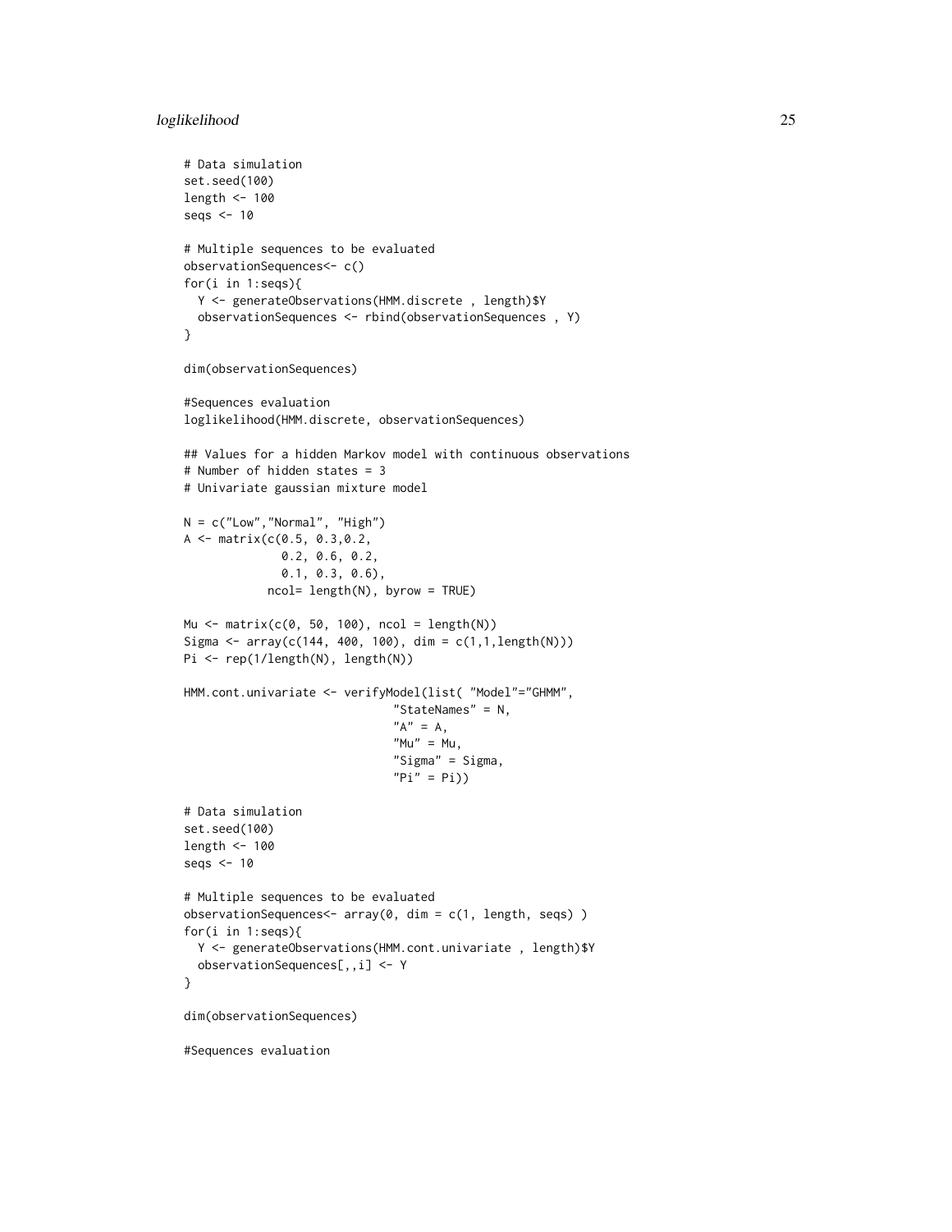```
# Data simulation
set.seed(100)
length <- 100
seqs <- 10

# Multiple sequences to be evaluated
observationSequences<- c()
for(i in 1:seqs){
  Y <- generateObservations(HMM.discrete , length)$Y
  observationSequences <- rbind(observationSequences , Y)
}

dim(observationSequences)

#Sequences evaluation
loglikelihood(HMM.discrete, observationSequences)

## Values for a hidden Markov model with continuous observations
# Number of hidden states = 3
# Univariate gaussian mixture model

N = c("Low","Normal", "High")
A <- matrix(c(0.5, 0.3,0.2,
              0.2, 0.6, 0.2,
              0.1, 0.3, 0.6),
            ncol= length(N), byrow = TRUE)

Mu <- matrix(c(0, 50, 100), ncol = length(N))
Sigma <- array(c(144, 400, 100), dim = c(1,1,length(N)))
Pi <- rep(1/length(N), length(N))

HMM.cont.univariate <- verifyModel(list( "Model"="GHMM",
                              "StateNames" = N,
                              "A" = A,
                              "Mu" = Mu,
                              "Sigma" = Sigma,
                              "Pi" = Pi))

# Data simulation
set.seed(100)
length <- 100
seqs <- 10

# Multiple sequences to be evaluated
observationSequences<- array(0, dim = c(1, length, seqs) )
for(i in 1:seqs){
  Y <- generateObservations(HMM.cont.univariate , length)$Y
  observationSequences[,,i] <- Y
}

dim(observationSequences)

#Sequences evaluation
```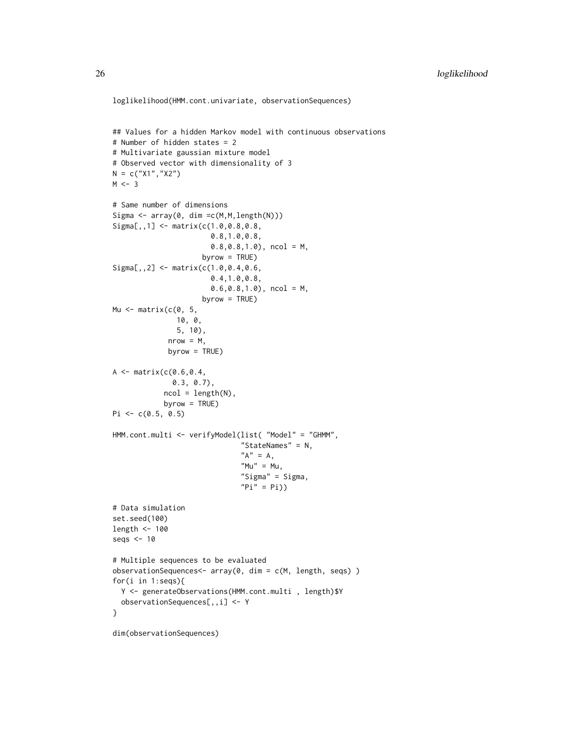```
loglikelihood(HMM.cont.univariate, observationSequences)


## Values for a hidden Markov model with continuous observations
# Number of hidden states = 2
# Multivariate gaussian mixture model
# Observed vector with dimensionality of 3
N = c("X1","X2")
M <- 3

# Same number of dimensions
Sigma <- array(0, dim =c(M,M,length(N)))
Sigma[,,1] <- matrix(c(1.0,0.8,0.8,
                       0.8,1.0,0.8,
                       0.8,0.8,1.0), ncol = M,
                     byrow = TRUE)
Sigma[,,2] <- matrix(c(1.0,0.4,0.6,
                       0.4,1.0,0.8,
                       0.6,0.8,1.0), ncol = M,
                     byrow = TRUE)
Mu <- matrix(c(0, 5,
               10, 0,
               5, 10),
             nrow = M,
             byrow = TRUE)

A <- matrix(c(0.6,0.4,
              0.3, 0.7),
            ncol = length(N),
            byrow = TRUE)
Pi <- c(0.5, 0.5)

HMM.cont.multi <- verifyModel(list( "Model" = "GHMM",
                              "StateNames" = N,
                              "A" = A,
                              "Mu" = Mu,
                              "Sigma" = Sigma,
                              "Pi" = Pi))

# Data simulation
set.seed(100)
length <- 100
seqs <- 10

# Multiple sequences to be evaluated
observationSequences<- array(0, dim = c(M, length, seqs) )
for(i in 1:seqs){
  Y <- generateObservations(HMM.cont.multi , length)$Y
  observationSequences[,,i] <- Y
}

dim(observationSequences)
```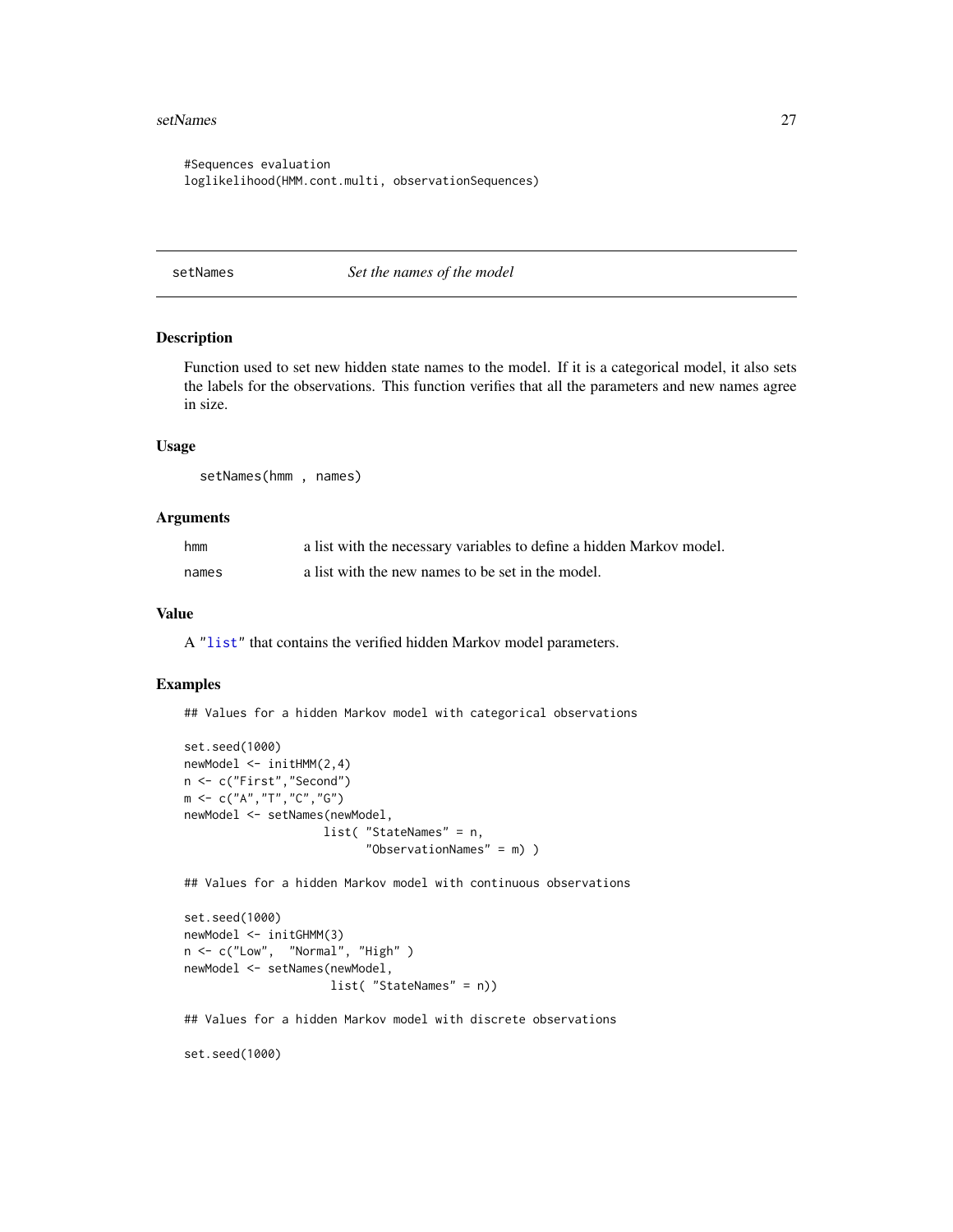```
#Sequences evaluation
loglikelihood(HMM.cont.multi, observationSequences)
```

---

## setNames *Set the names of the model*

### Description

Function used to set new hidden state names to the model. If it is a categorical model, it also sets the labels for the observations. This function verifies that all the parameters and new names agree in size.

### Usage

```
setNames(hmm , names)
```

### Arguments

| | |
|---|---|
| hmm | a list with the necessary variables to define a hidden Markov model. |
| names | a list with the new names to be set in the model. |

### Value

A "list" that contains the verified hidden Markov model parameters.

### Examples

```
## Values for a hidden Markov model with categorical observations

set.seed(1000)
newModel <- initHMM(2,4)
n <- c("First","Second")
m <- c("A","T","C","G")
newModel <- setNames(newModel,
                    list( "StateNames" = n,
                          "ObservationNames" = m) )

## Values for a hidden Markov model with continuous observations

set.seed(1000)
newModel <- initGHMM(3)
n <- c("Low",  "Normal", "High" )
newModel <- setNames(newModel,
                     list( "StateNames" = n))

## Values for a hidden Markov model with discrete observations

set.seed(1000)
```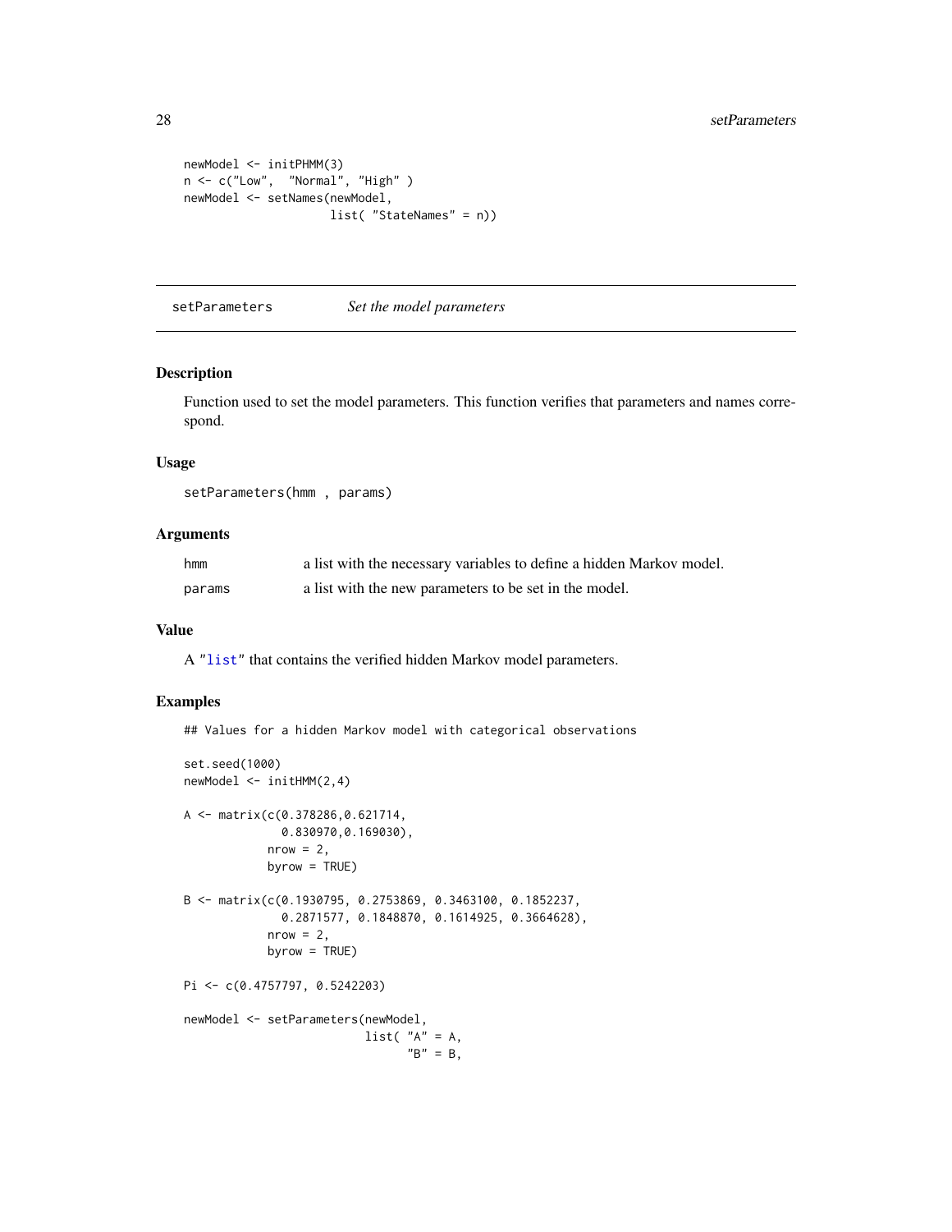```
newModel <- initPHMM(3)
n <- c("Low",  "Normal", "High" )
newModel <- setNames(newModel,
                     list( "StateNames" = n))
```

## setParameters — *Set the model parameters*

### Description

Function used to set the model parameters. This function verifies that parameters and names correspond.

### Usage

```
setParameters(hmm , params)
```

### Arguments

| | |
|---|---|
| hmm | a list with the necessary variables to define a hidden Markov model. |
| params | a list with the new parameters to be set in the model. |

### Value

A "list" that contains the verified hidden Markov model parameters.

### Examples

```
## Values for a hidden Markov model with categorical observations

set.seed(1000)
newModel <- initHMM(2,4)

A <- matrix(c(0.378286,0.621714,
              0.830970,0.169030),
            nrow = 2,
            byrow = TRUE)

B <- matrix(c(0.1930795, 0.2753869, 0.3463100, 0.1852237,
              0.2871577, 0.1848870, 0.1614925, 0.3664628),
            nrow = 2,
            byrow = TRUE)

Pi <- c(0.4757797, 0.5242203)

newModel <- setParameters(newModel,
                          list( "A" = A,
                                "B" = B,
```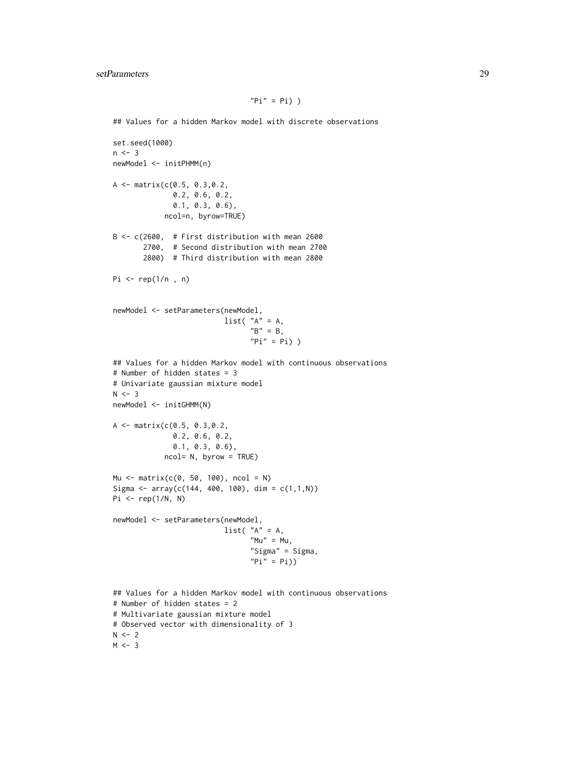```
                                "Pi" = Pi) )

## Values for a hidden Markov model with discrete observations

set.seed(1000)
n <- 3
newModel <- initPHMM(n)

A <- matrix(c(0.5, 0.3,0.2,
              0.2, 0.6, 0.2,
              0.1, 0.3, 0.6),
            ncol=n, byrow=TRUE)

B <- c(2600,  # First distribution with mean 2600
       2700,  # Second distribution with mean 2700
       2800)  # Third distribution with mean 2800

Pi <- rep(1/n , n)


newModel <- setParameters(newModel,
                          list( "A" = A,
                                "B" = B,
                                "Pi" = Pi) )

## Values for a hidden Markov model with continuous observations
# Number of hidden states = 3
# Univariate gaussian mixture model
N <- 3
newModel <- initGHMM(N)

A <- matrix(c(0.5, 0.3,0.2,
              0.2, 0.6, 0.2,
              0.1, 0.3, 0.6),
            ncol= N, byrow = TRUE)

Mu <- matrix(c(0, 50, 100), ncol = N)
Sigma <- array(c(144, 400, 100), dim = c(1,1,N))
Pi <- rep(1/N, N)

newModel <- setParameters(newModel,
                          list( "A" = A,
                                "Mu" = Mu,
                                "Sigma" = Sigma,
                                "Pi" = Pi))


## Values for a hidden Markov model with continuous observations
# Number of hidden states = 2
# Multivariate gaussian mixture model
# Observed vector with dimensionality of 3
N <- 2
M <- 3
```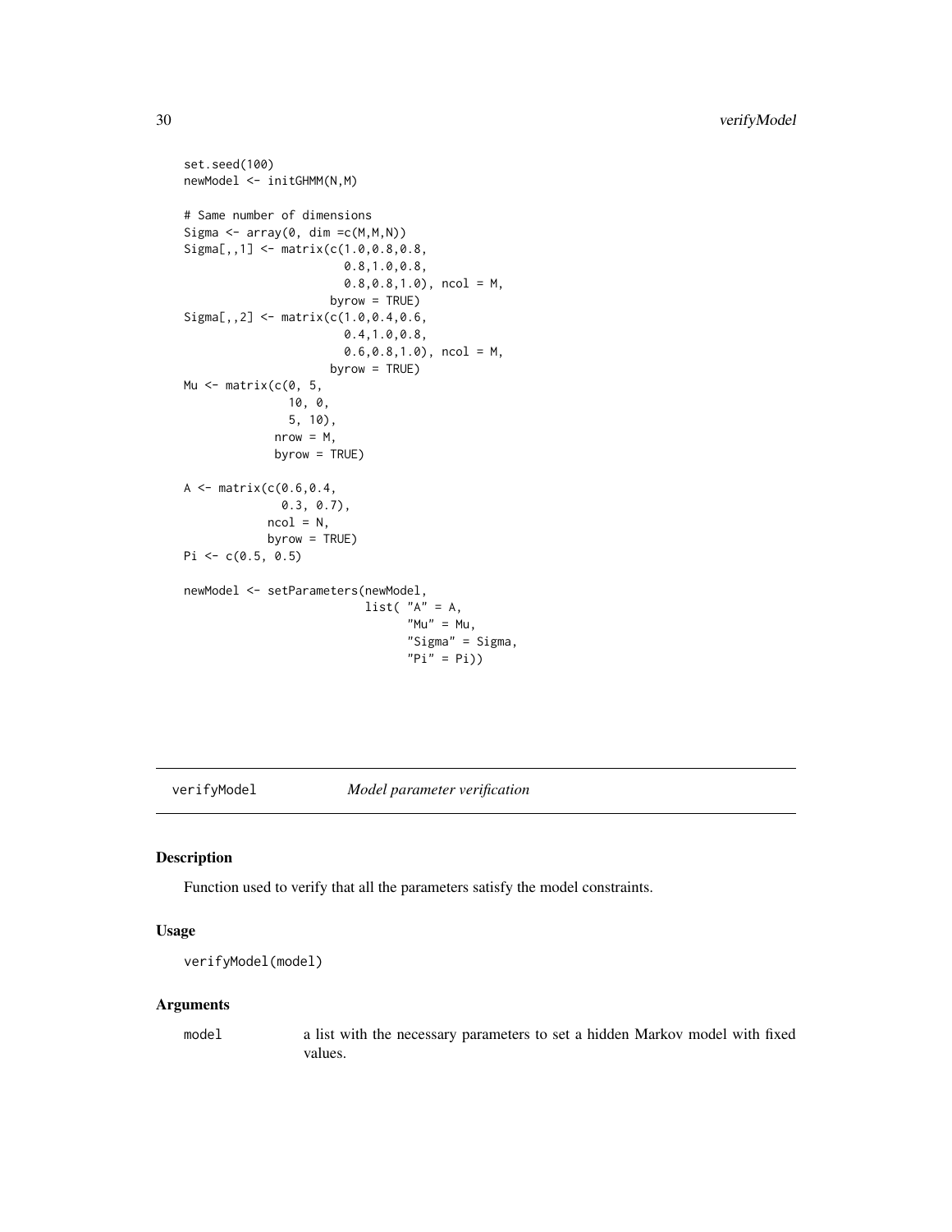```
set.seed(100)
newModel <- initGHMM(N,M)

# Same number of dimensions
Sigma <- array(0, dim =c(M,M,N))
Sigma[,,1] <- matrix(c(1.0,0.8,0.8,
                       0.8,1.0,0.8,
                       0.8,0.8,1.0), ncol = M,
                     byrow = TRUE)
Sigma[,,2] <- matrix(c(1.0,0.4,0.6,
                       0.4,1.0,0.8,
                       0.6,0.8,1.0), ncol = M,
                     byrow = TRUE)
Mu <- matrix(c(0, 5,
               10, 0,
               5, 10),
             nrow = M,
             byrow = TRUE)

A <- matrix(c(0.6,0.4,
              0.3, 0.7),
            ncol = N,
            byrow = TRUE)
Pi <- c(0.5, 0.5)

newModel <- setParameters(newModel,
                          list( "A" = A,
                                "Mu" = Mu,
                                "Sigma" = Sigma,
                                "Pi" = Pi))
```

## verifyModel *Model parameter verification*

### Description

Function used to verify that all the parameters satisfy the model constraints.

### Usage

```
verifyModel(model)
```

### Arguments

| | |
|---|---|
| model | a list with the necessary parameters to set a hidden Markov model with fixed values. |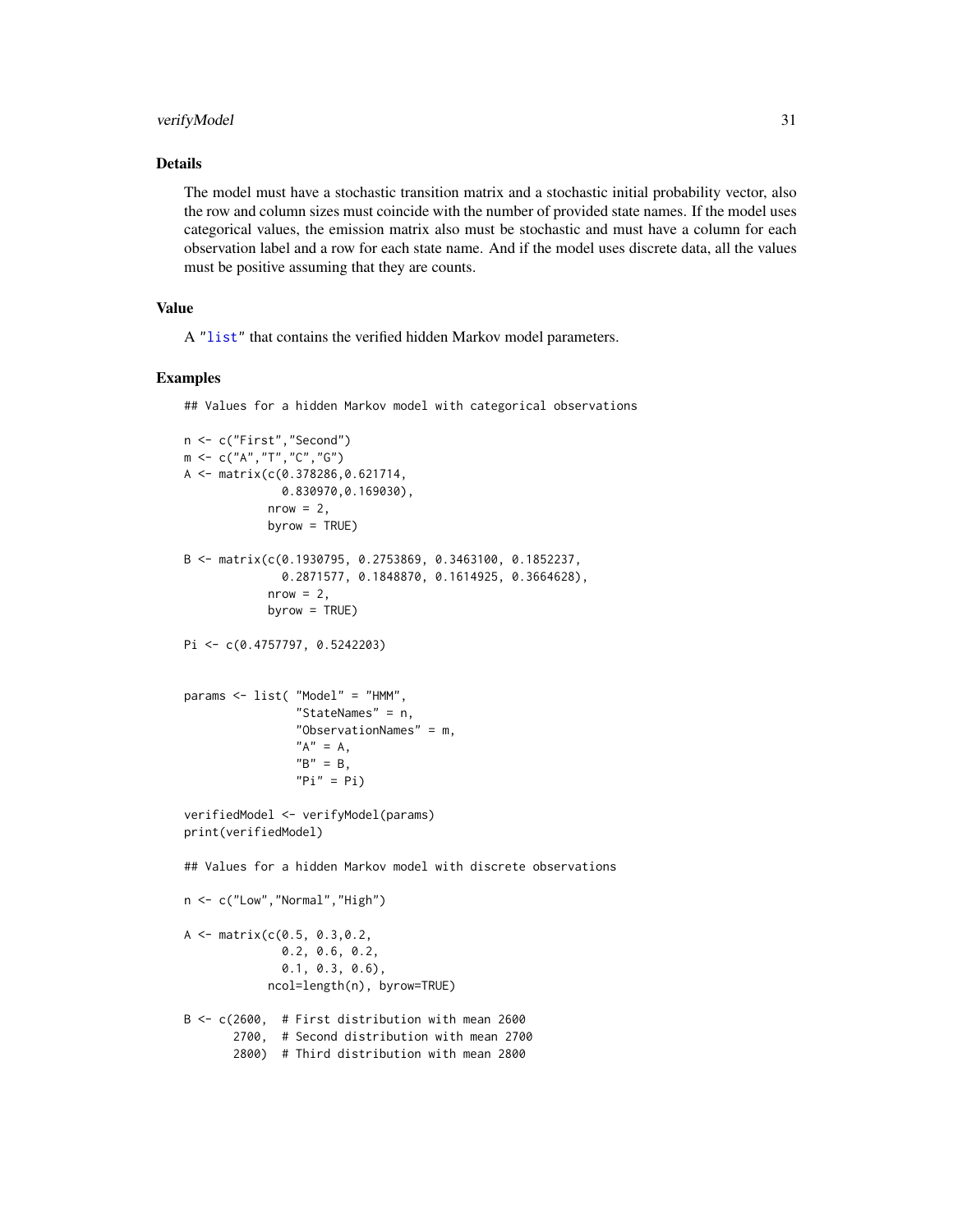### Details

The model must have a stochastic transition matrix and a stochastic initial probability vector, also the row and column sizes must coincide with the number of provided state names. If the model uses categorical values, the emission matrix also must be stochastic and must have a column for each observation label and a row for each state name. And if the model uses discrete data, all the values must be positive assuming that they are counts.

### Value

A "list" that contains the verified hidden Markov model parameters.

### Examples

```
## Values for a hidden Markov model with categorical observations

n <- c("First","Second")
m <- c("A","T","C","G")
A <- matrix(c(0.378286,0.621714,
              0.830970,0.169030),
            nrow = 2,
            byrow = TRUE)

B <- matrix(c(0.1930795, 0.2753869, 0.3463100, 0.1852237,
              0.2871577, 0.1848870, 0.1614925, 0.3664628),
            nrow = 2,
            byrow = TRUE)

Pi <- c(0.4757797, 0.5242203)


params <- list( "Model" = "HMM",
                "StateNames" = n,
                "ObservationNames" = m,
                "A" = A,
                "B" = B,
                "Pi" = Pi)

verifiedModel <- verifyModel(params)
print(verifiedModel)

## Values for a hidden Markov model with discrete observations

n <- c("Low","Normal","High")

A <- matrix(c(0.5, 0.3,0.2,
              0.2, 0.6, 0.2,
              0.1, 0.3, 0.6),
            ncol=length(n), byrow=TRUE)

B <- c(2600,  # First distribution with mean 2600
       2700,  # Second distribution with mean 2700
       2800)  # Third distribution with mean 2800
```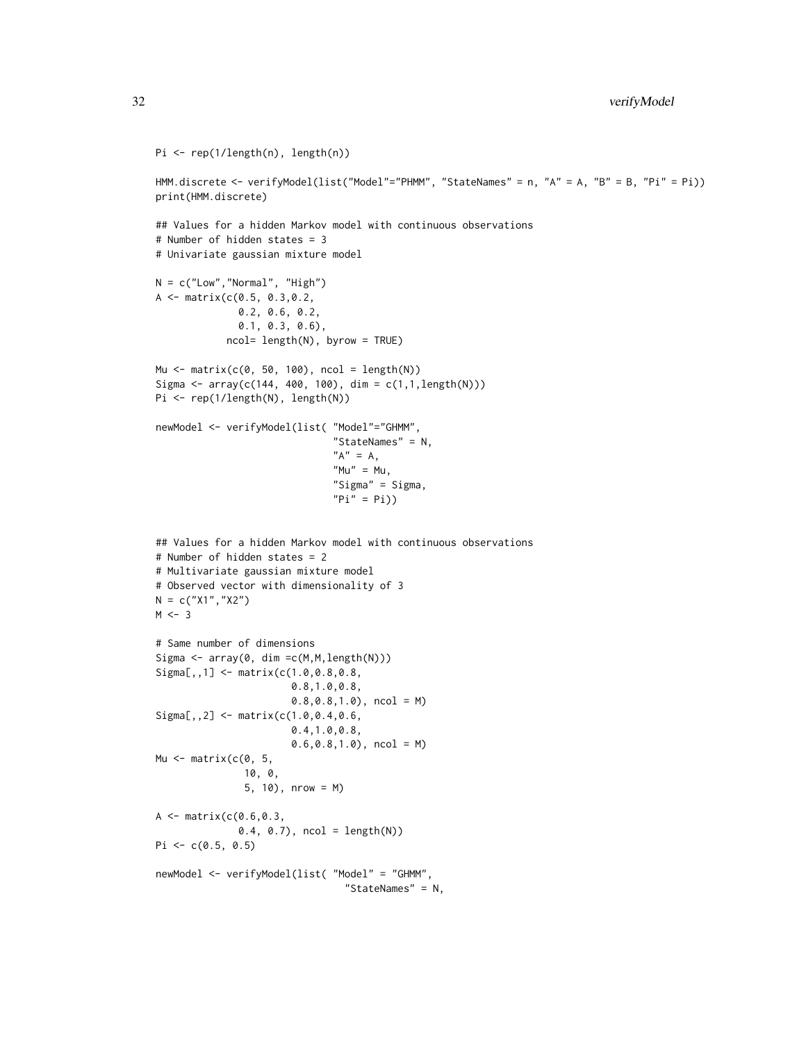```
Pi <- rep(1/length(n), length(n))

HMM.discrete <- verifyModel(list("Model"="PHMM", "StateNames" = n, "A" = A, "B" = B, "Pi" = Pi))
print(HMM.discrete)

## Values for a hidden Markov model with continuous observations
# Number of hidden states = 3
# Univariate gaussian mixture model

N = c("Low","Normal", "High")
A <- matrix(c(0.5, 0.3,0.2,
              0.2, 0.6, 0.2,
              0.1, 0.3, 0.6),
            ncol= length(N), byrow = TRUE)

Mu <- matrix(c(0, 50, 100), ncol = length(N))
Sigma <- array(c(144, 400, 100), dim = c(1,1,length(N)))
Pi <- rep(1/length(N), length(N))

newModel <- verifyModel(list( "Model"="GHMM",
                              "StateNames" = N,
                              "A" = A,
                              "Mu" = Mu,
                              "Sigma" = Sigma,
                              "Pi" = Pi))


## Values for a hidden Markov model with continuous observations
# Number of hidden states = 2
# Multivariate gaussian mixture model
# Observed vector with dimensionality of 3
N = c("X1","X2")
M <- 3

# Same number of dimensions
Sigma <- array(0, dim =c(M,M,length(N)))
Sigma[,,1] <- matrix(c(1.0,0.8,0.8,
                       0.8,1.0,0.8,
                       0.8,0.8,1.0), ncol = M)
Sigma[,,2] <- matrix(c(1.0,0.4,0.6,
                       0.4,1.0,0.8,
                       0.6,0.8,1.0), ncol = M)
Mu <- matrix(c(0, 5,
               10, 0,
               5, 10), nrow = M)

A <- matrix(c(0.6,0.3,
              0.4, 0.7), ncol = length(N))
Pi <- c(0.5, 0.5)

newModel <- verifyModel(list( "Model" = "GHMM",
                              "StateNames" = N,
```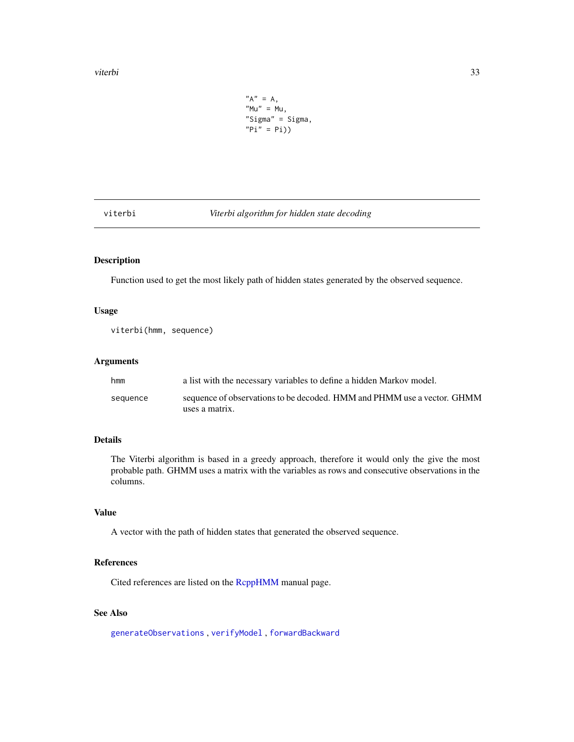```
"A" = A,
"Mu" = Mu,
"Sigma" = Sigma,
"Pi" = Pi))
```

## viterbi — *Viterbi algorithm for hidden state decoding*

### Description

Function used to get the most likely path of hidden states generated by the observed sequence.

### Usage

```
viterbi(hmm, sequence)
```

### Arguments

| | |
|---|---|
| hmm | a list with the necessary variables to define a hidden Markov model. |
| sequence | sequence of observations to be decoded. HMM and PHMM use a vector. GHMM uses a matrix. |

### Details

The Viterbi algorithm is based in a greedy approach, therefore it would only the give the most probable path. GHMM uses a matrix with the variables as rows and consecutive observations in the columns.

### Value

A vector with the path of hidden states that generated the observed sequence.

### References

Cited references are listed on the RcppHMM manual page.

### See Also

generateObservations , verifyModel , forwardBackward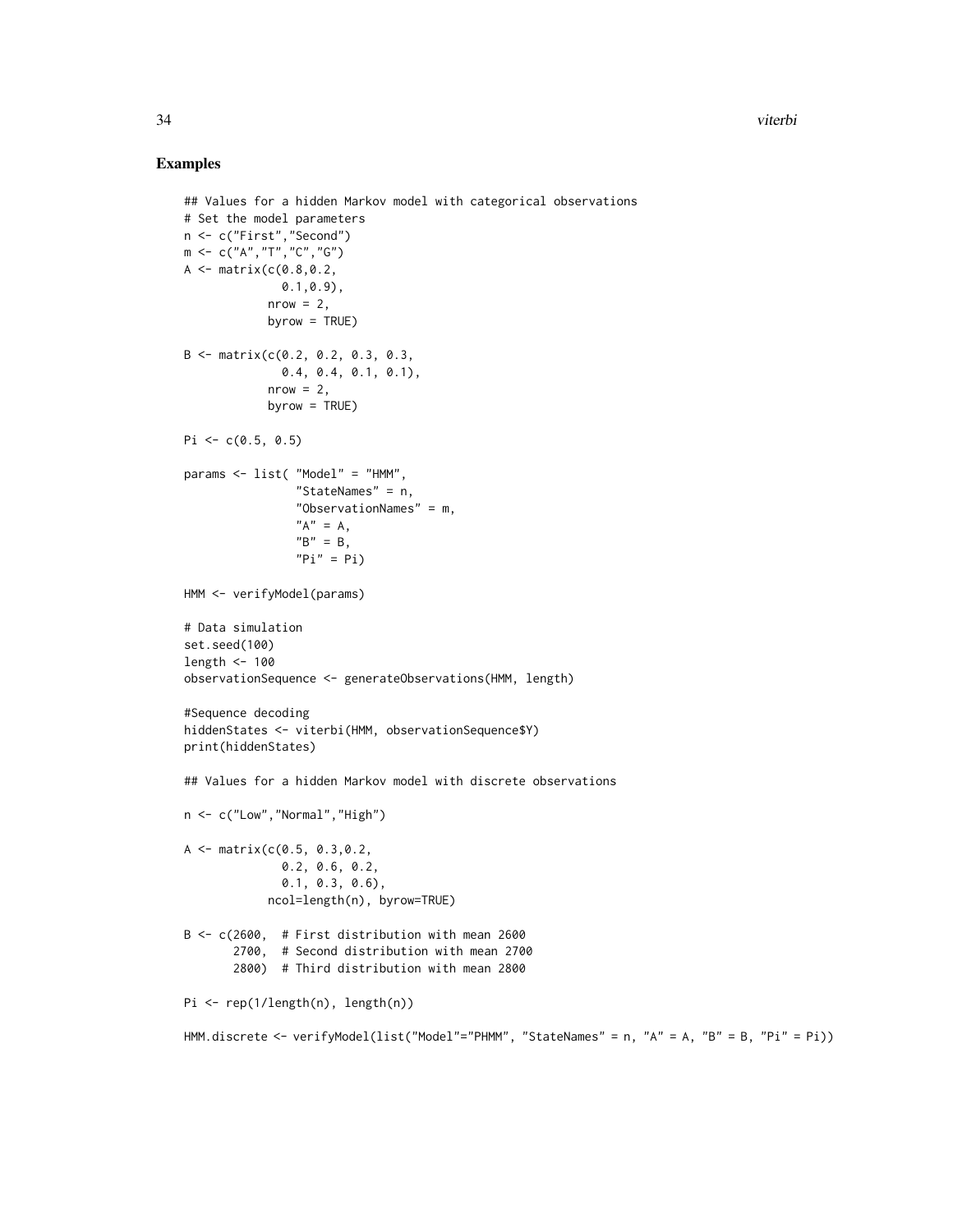## Examples

```
## Values for a hidden Markov model with categorical observations
# Set the model parameters
n <- c("First","Second")
m <- c("A","T","C","G")
A <- matrix(c(0.8,0.2,
              0.1,0.9),
            nrow = 2,
            byrow = TRUE)

B <- matrix(c(0.2, 0.2, 0.3, 0.3,
              0.4, 0.4, 0.1, 0.1),
            nrow = 2,
            byrow = TRUE)

Pi <- c(0.5, 0.5)

params <- list( "Model" = "HMM",
                "StateNames" = n,
                "ObservationNames" = m,
                "A" = A,
                "B" = B,
                "Pi" = Pi)

HMM <- verifyModel(params)

# Data simulation
set.seed(100)
length <- 100
observationSequence <- generateObservations(HMM, length)

#Sequence decoding
hiddenStates <- viterbi(HMM, observationSequence$Y)
print(hiddenStates)

## Values for a hidden Markov model with discrete observations

n <- c("Low","Normal","High")

A <- matrix(c(0.5, 0.3,0.2,
              0.2, 0.6, 0.2,
              0.1, 0.3, 0.6),
            ncol=length(n), byrow=TRUE)

B <- c(2600,  # First distribution with mean 2600
       2700,  # Second distribution with mean 2700
       2800)  # Third distribution with mean 2800

Pi <- rep(1/length(n), length(n))

HMM.discrete <- verifyModel(list("Model"="PHMM", "StateNames" = n, "A" = A, "B" = B, "Pi" = Pi))
```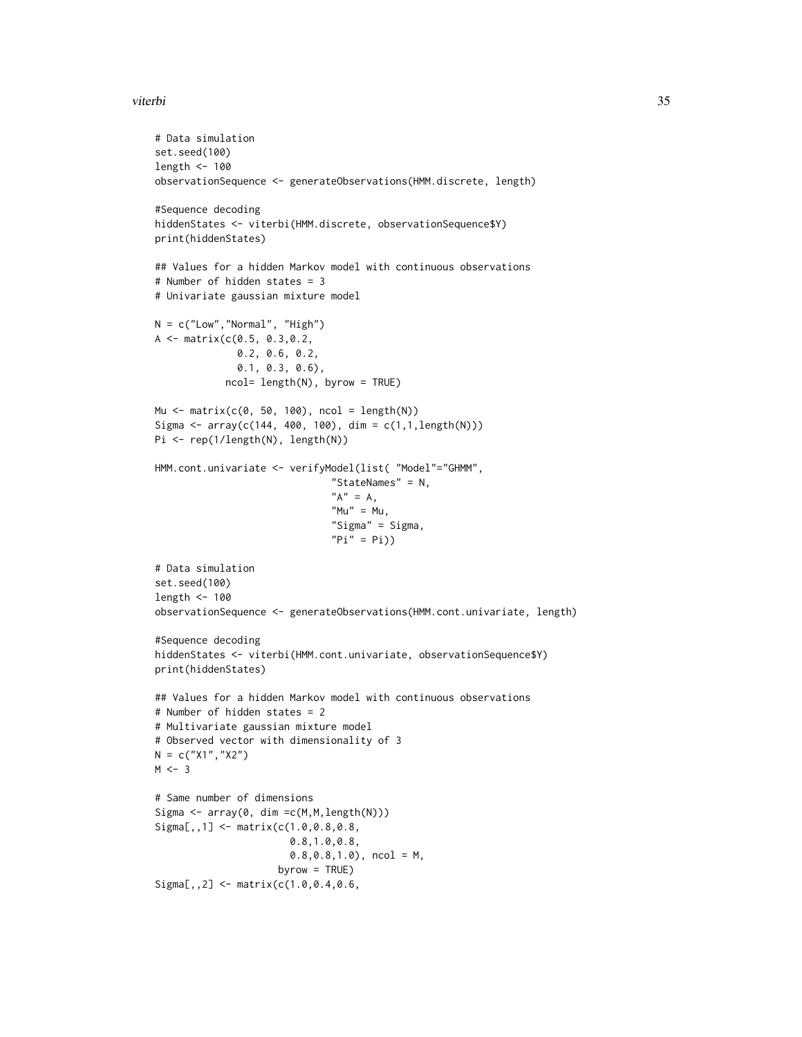```
# Data simulation
set.seed(100)
length <- 100
observationSequence <- generateObservations(HMM.discrete, length)

#Sequence decoding
hiddenStates <- viterbi(HMM.discrete, observationSequence$Y)
print(hiddenStates)

## Values for a hidden Markov model with continuous observations
# Number of hidden states = 3
# Univariate gaussian mixture model

N = c("Low","Normal", "High")
A <- matrix(c(0.5, 0.3,0.2,
              0.2, 0.6, 0.2,
              0.1, 0.3, 0.6),
            ncol= length(N), byrow = TRUE)

Mu <- matrix(c(0, 50, 100), ncol = length(N))
Sigma <- array(c(144, 400, 100), dim = c(1,1,length(N)))
Pi <- rep(1/length(N), length(N))

HMM.cont.univariate <- verifyModel(list( "Model"="GHMM",
                              "StateNames" = N,
                              "A" = A,
                              "Mu" = Mu,
                              "Sigma" = Sigma,
                              "Pi" = Pi))

# Data simulation
set.seed(100)
length <- 100
observationSequence <- generateObservations(HMM.cont.univariate, length)

#Sequence decoding
hiddenStates <- viterbi(HMM.cont.univariate, observationSequence$Y)
print(hiddenStates)

## Values for a hidden Markov model with continuous observations
# Number of hidden states = 2
# Multivariate gaussian mixture model
# Observed vector with dimensionality of 3
N = c("X1","X2")
M <- 3

# Same number of dimensions
Sigma <- array(0, dim =c(M,M,length(N)))
Sigma[,,1] <- matrix(c(1.0,0.8,0.8,
                       0.8,1.0,0.8,
                       0.8,0.8,1.0), ncol = M,
                     byrow = TRUE)
Sigma[,,2] <- matrix(c(1.0,0.4,0.6,
```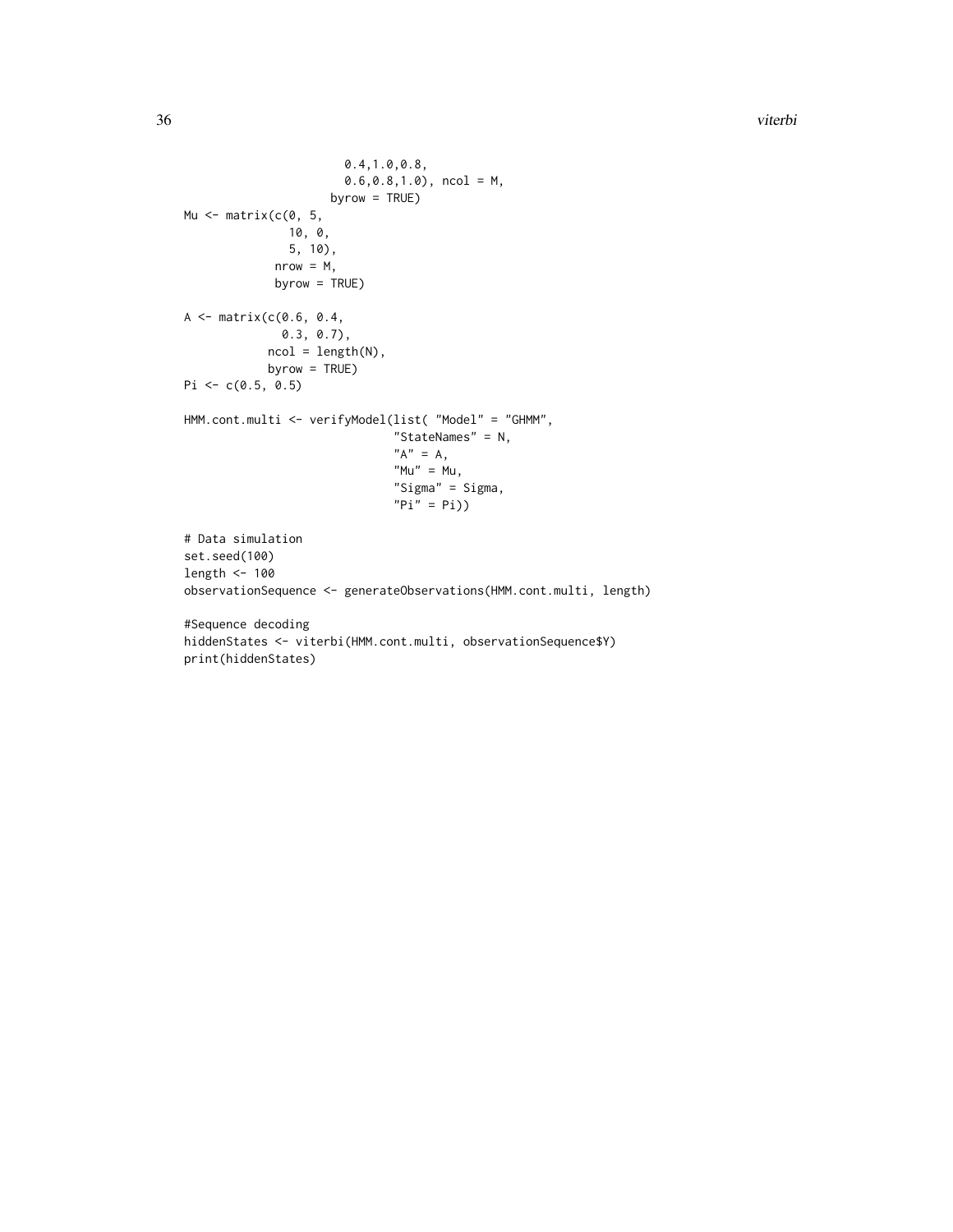```
                    0.4,1.0,0.8,
                    0.6,0.8,1.0), ncol = M,
                  byrow = TRUE)
Mu <- matrix(c(0, 5,
               10, 0,
               5, 10),
             nrow = M,
             byrow = TRUE)

A <- matrix(c(0.6, 0.4,
              0.3, 0.7),
            ncol = length(N),
            byrow = TRUE)
Pi <- c(0.5, 0.5)

HMM.cont.multi <- verifyModel(list( "Model" = "GHMM",
                              "StateNames" = N,
                              "A" = A,
                              "Mu" = Mu,
                              "Sigma" = Sigma,
                              "Pi" = Pi))

# Data simulation
set.seed(100)
length <- 100
observationSequence <- generateObservations(HMM.cont.multi, length)

#Sequence decoding
hiddenStates <- viterbi(HMM.cont.multi, observationSequence$Y)
print(hiddenStates)
```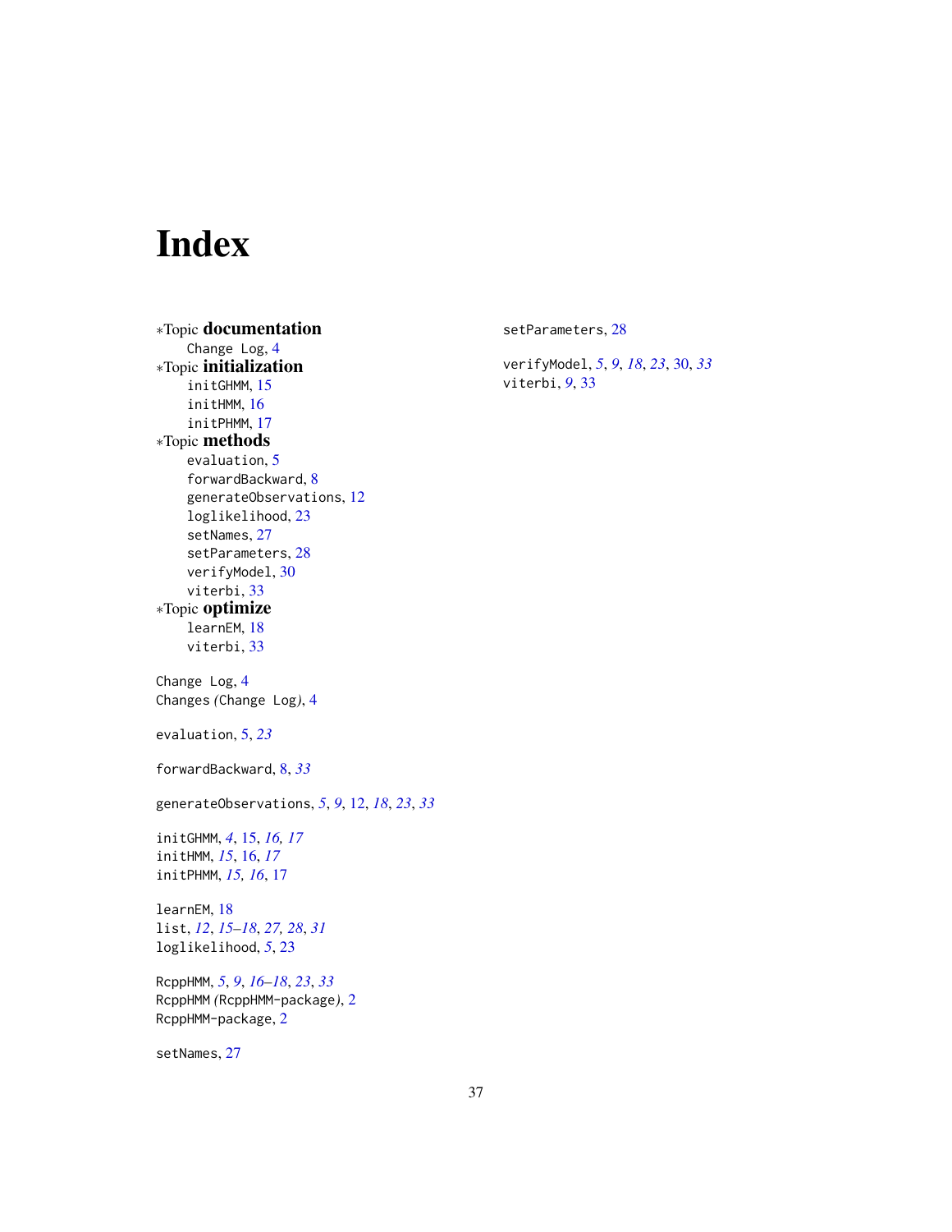# Index

∗Topic **documentation**
- Change Log, 4

∗Topic **initialization**
- initGHMM, 15
- initHMM, 16
- initPHMM, 17

∗Topic **methods**
- evaluation, 5
- forwardBackward, 8
- generateObservations, 12
- loglikelihood, 23
- setNames, 27
- setParameters, 28
- verifyModel, 30
- viterbi, 33

∗Topic **optimize**
- learnEM, 18
- viterbi, 33

Change Log, 4
Changes *(*Change Log*)*, 4

evaluation, 5, *23*

forwardBackward, 8, *33*

generateObservations, *5*, *9*, 12, *18*, *23*, *33*

initGHMM, *4*, 15, *16, 17*
initHMM, *15*, 16, *17*
initPHMM, *15, 16*, 17

learnEM, 18
list, *12*, *15–18*, *27, 28*, *31*
loglikelihood, *5*, 23

RcppHMM, *5*, *9*, *16–18*, *23*, *33*
RcppHMM *(*RcppHMM-package*)*, 2
RcppHMM-package, 2

setNames, 27
setParameters, 28

verifyModel, *5*, *9*, *18*, *23*, 30, *33*
viterbi, *9*, 33